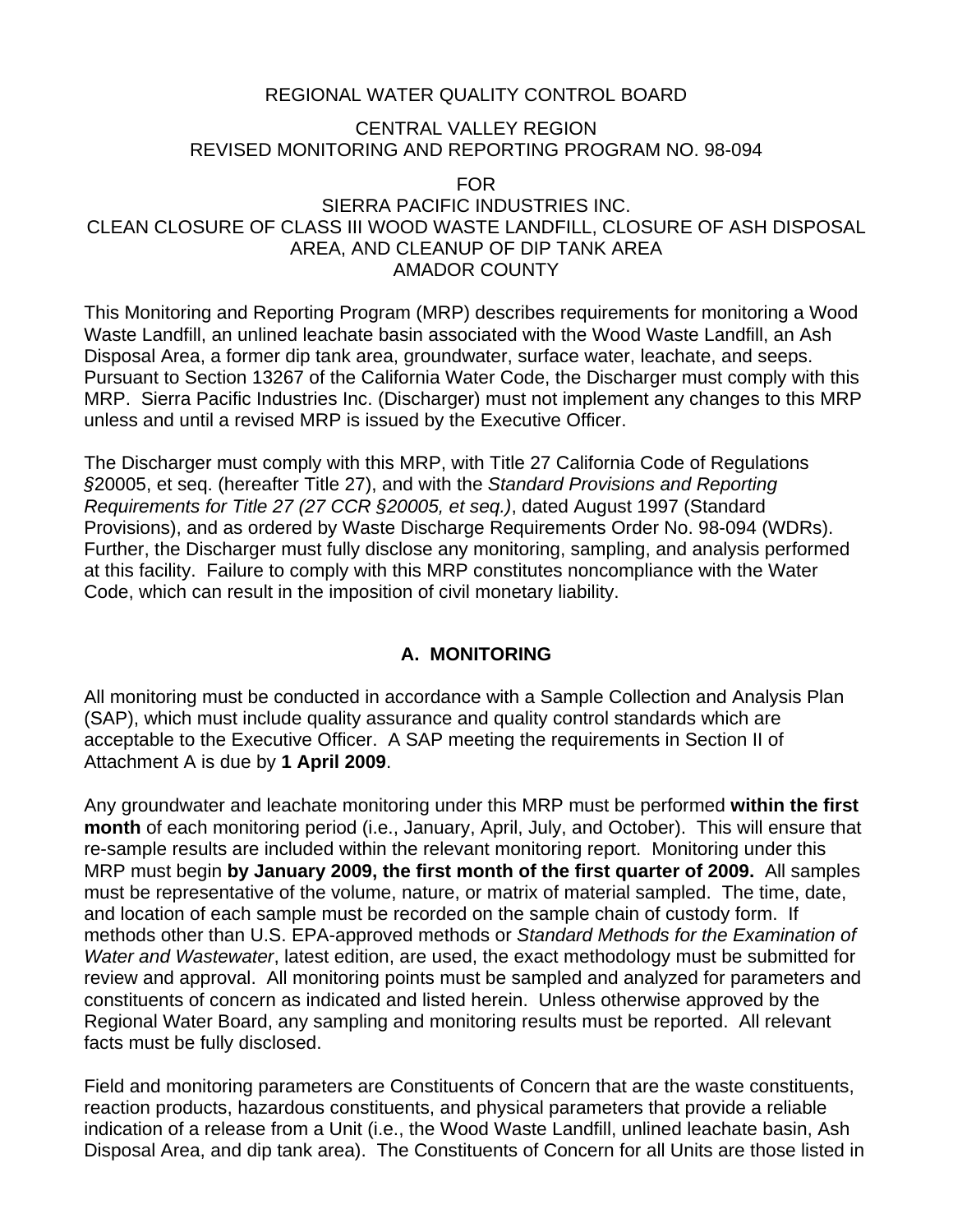REGIONAL WATER QUALITY CONTROL BOARD

CENTRAL VALLEY REGION
REVISED MONITORING AND REPORTING PROGRAM NO. 98-094

FOR
SIERRA PACIFIC INDUSTRIES INC.
CLEAN CLOSURE OF CLASS III WOOD WASTE LANDFILL, CLOSURE OF ASH DISPOSAL AREA, AND CLEANUP OF DIP TANK AREA
AMADOR COUNTY

This Monitoring and Reporting Program (MRP) describes requirements for monitoring a Wood Waste Landfill, an unlined leachate basin associated with the Wood Waste Landfill, an Ash Disposal Area, a former dip tank area, groundwater, surface water, leachate, and seeps. Pursuant to Section 13267 of the California Water Code, the Discharger must comply with this MRP. Sierra Pacific Industries Inc. (Discharger) must not implement any changes to this MRP unless and until a revised MRP is issued by the Executive Officer.

The Discharger must comply with this MRP, with Title 27 California Code of Regulations §20005, et seq. (hereafter Title 27), and with the *Standard Provisions and Reporting Requirements for Title 27 (27 CCR §20005, et seq.)*, dated August 1997 (Standard Provisions), and as ordered by Waste Discharge Requirements Order No. 98-094 (WDRs). Further, the Discharger must fully disclose any monitoring, sampling, and analysis performed at this facility. Failure to comply with this MRP constitutes noncompliance with the Water Code, which can result in the imposition of civil monetary liability.

## A. MONITORING

All monitoring must be conducted in accordance with a Sample Collection and Analysis Plan (SAP), which must include quality assurance and quality control standards which are acceptable to the Executive Officer. A SAP meeting the requirements in Section II of Attachment A is due by **1 April 2009**.

Any groundwater and leachate monitoring under this MRP must be performed **within the first month** of each monitoring period (i.e., January, April, July, and October). This will ensure that re-sample results are included within the relevant monitoring report. Monitoring under this MRP must begin **by January 2009, the first month of the first quarter of 2009.** All samples must be representative of the volume, nature, or matrix of material sampled. The time, date, and location of each sample must be recorded on the sample chain of custody form. If methods other than U.S. EPA-approved methods or *Standard Methods for the Examination of Water and Wastewater*, latest edition, are used, the exact methodology must be submitted for review and approval. All monitoring points must be sampled and analyzed for parameters and constituents of concern as indicated and listed herein. Unless otherwise approved by the Regional Water Board, any sampling and monitoring results must be reported. All relevant facts must be fully disclosed.

Field and monitoring parameters are Constituents of Concern that are the waste constituents, reaction products, hazardous constituents, and physical parameters that provide a reliable indication of a release from a Unit (i.e., the Wood Waste Landfill, unlined leachate basin, Ash Disposal Area, and dip tank area). The Constituents of Concern for all Units are those listed in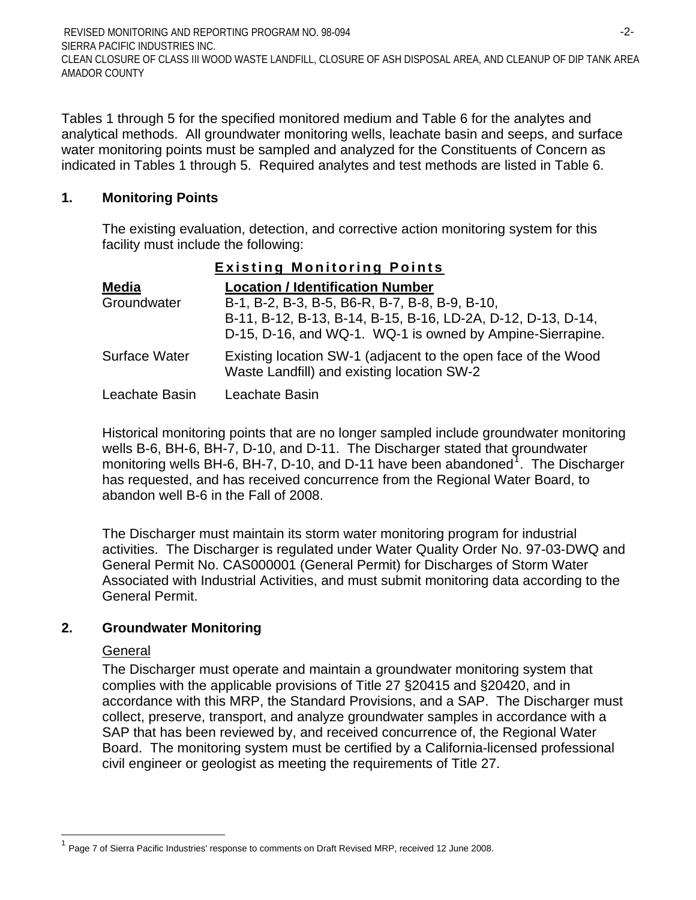Tables 1 through 5 for the specified monitored medium and Table 6 for the analytes and analytical methods. All groundwater monitoring wells, leachate basin and seeps, and surface water monitoring points must be sampled and analyzed for the Constituents of Concern as indicated in Tables 1 through 5. Required analytes and test methods are listed in Table 6.

## 1. Monitoring Points

The existing evaluation, detection, and corrective action monitoring system for this facility must include the following:

**Existing Monitoring Points**

| Media | Location / Identification Number |
|---|---|
| Groundwater | B-1, B-2, B-3, B-5, B6-R, B-7, B-8, B-9, B-10, B-11, B-12, B-13, B-14, B-15, B-16, LD-2A, D-12, D-13, D-14, D-15, D-16, and WQ-1. WQ-1 is owned by Ampine-Sierrapine. |
| Surface Water | Existing location SW-1 (adjacent to the open face of the Wood Waste Landfill) and existing location SW-2 |
| Leachate Basin | Leachate Basin |

Historical monitoring points that are no longer sampled include groundwater monitoring wells B-6, BH-6, BH-7, D-10, and D-11. The Discharger stated that groundwater monitoring wells BH-6, BH-7, D-10, and D-11 have been abandoned[1]. The Discharger has requested, and has received concurrence from the Regional Water Board, to abandon well B-6 in the Fall of 2008.

The Discharger must maintain its storm water monitoring program for industrial activities. The Discharger is regulated under Water Quality Order No. 97-03-DWQ and General Permit No. CAS000001 (General Permit) for Discharges of Storm Water Associated with Industrial Activities, and must submit monitoring data according to the General Permit.

## 2. Groundwater Monitoring

General

The Discharger must operate and maintain a groundwater monitoring system that complies with the applicable provisions of Title 27 §20415 and §20420, and in accordance with this MRP, the Standard Provisions, and a SAP. The Discharger must collect, preserve, transport, and analyze groundwater samples in accordance with a SAP that has been reviewed by, and received concurrence of, the Regional Water Board. The monitoring system must be certified by a California-licensed professional civil engineer or geologist as meeting the requirements of Title 27.

---

[1] Page 7 of Sierra Pacific Industries' response to comments on Draft Revised MRP, received 12 June 2008.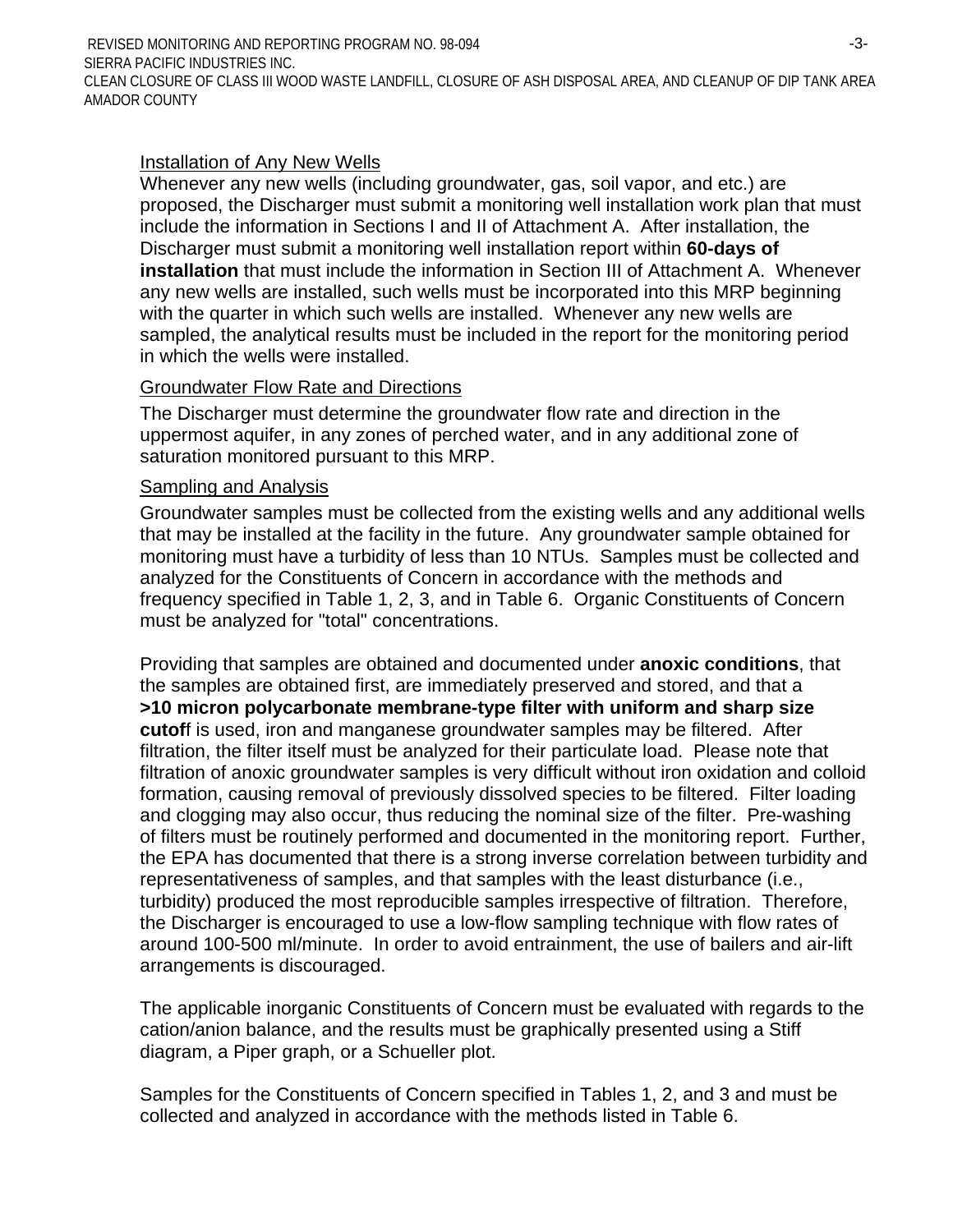Installation of Any New Wells

Whenever any new wells (including groundwater, gas, soil vapor, and etc.) are proposed, the Discharger must submit a monitoring well installation work plan that must include the information in Sections I and II of Attachment A. After installation, the Discharger must submit a monitoring well installation report within **60-days of installation** that must include the information in Section III of Attachment A. Whenever any new wells are installed, such wells must be incorporated into this MRP beginning with the quarter in which such wells are installed. Whenever any new wells are sampled, the analytical results must be included in the report for the monitoring period in which the wells were installed.

Groundwater Flow Rate and Directions

The Discharger must determine the groundwater flow rate and direction in the uppermost aquifer, in any zones of perched water, and in any additional zone of saturation monitored pursuant to this MRP.

Sampling and Analysis

Groundwater samples must be collected from the existing wells and any additional wells that may be installed at the facility in the future. Any groundwater sample obtained for monitoring must have a turbidity of less than 10 NTUs. Samples must be collected and analyzed for the Constituents of Concern in accordance with the methods and frequency specified in Table 1, 2, 3, and in Table 6. Organic Constituents of Concern must be analyzed for "total" concentrations.

Providing that samples are obtained and documented under **anoxic conditions**, that the samples are obtained first, are immediately preserved and stored, and that a **>10 micron polycarbonate membrane-type filter with uniform and sharp size cutof**f is used, iron and manganese groundwater samples may be filtered. After filtration, the filter itself must be analyzed for their particulate load. Please note that filtration of anoxic groundwater samples is very difficult without iron oxidation and colloid formation, causing removal of previously dissolved species to be filtered. Filter loading and clogging may also occur, thus reducing the nominal size of the filter. Pre-washing of filters must be routinely performed and documented in the monitoring report. Further, the EPA has documented that there is a strong inverse correlation between turbidity and representativeness of samples, and that samples with the least disturbance (i.e., turbidity) produced the most reproducible samples irrespective of filtration. Therefore, the Discharger is encouraged to use a low-flow sampling technique with flow rates of around 100-500 ml/minute. In order to avoid entrainment, the use of bailers and air-lift arrangements is discouraged.

The applicable inorganic Constituents of Concern must be evaluated with regards to the cation/anion balance, and the results must be graphically presented using a Stiff diagram, a Piper graph, or a Schueller plot.

Samples for the Constituents of Concern specified in Tables 1, 2, and 3 and must be collected and analyzed in accordance with the methods listed in Table 6.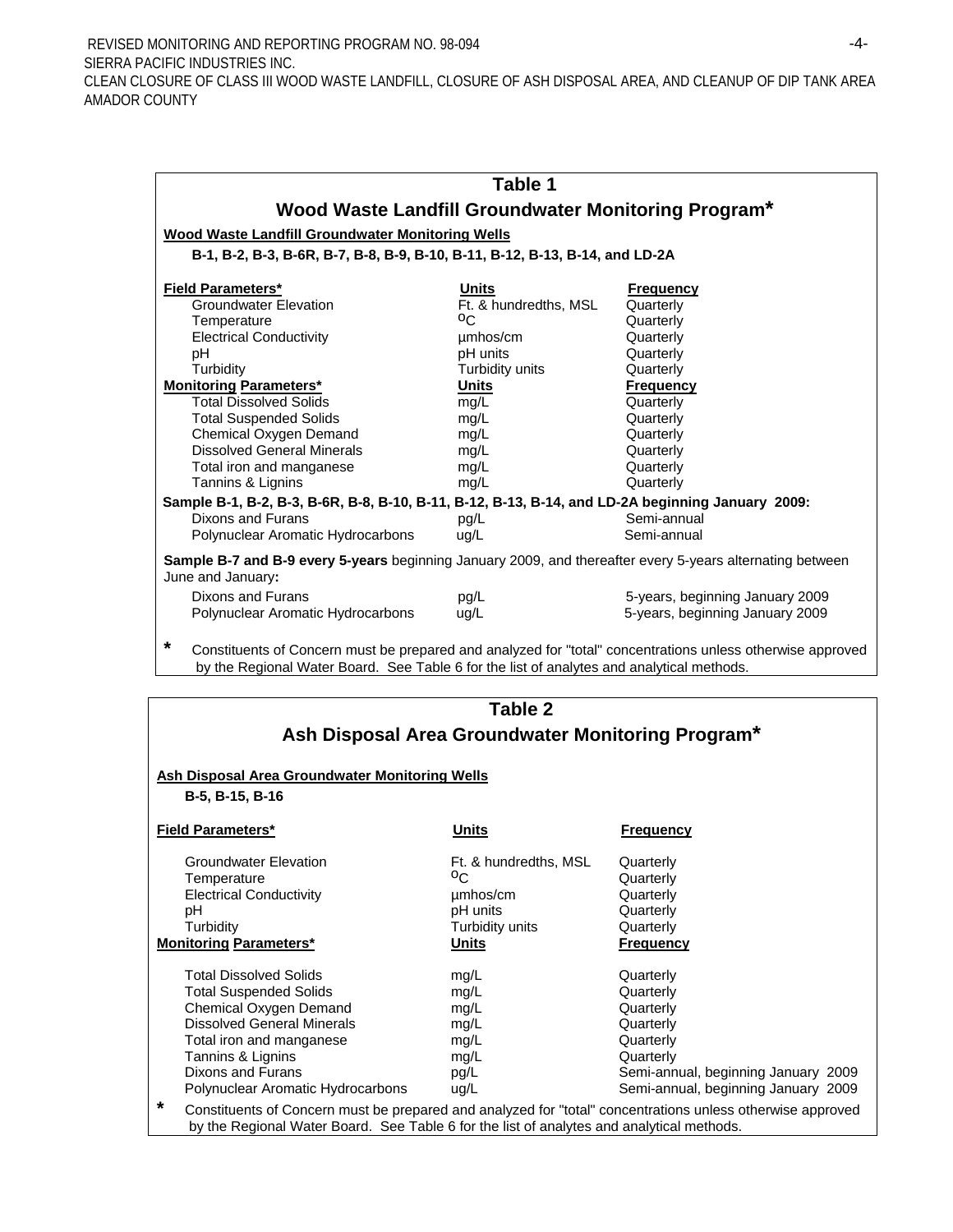## Table 1

## Wood Waste Landfill Groundwater Monitoring Program*

**Wood Waste Landfill Groundwater Monitoring Wells**

**B-1, B-2, B-3, B-6R, B-7, B-8, B-9, B-10, B-11, B-12, B-13, B-14, and LD-2A**

| **Field Parameters*** | **Units** | **Frequency** |
|---|---|---|
| Groundwater Elevation | Ft. & hundredths, MSL | Quarterly |
| Temperature | $^{o}C$ | Quarterly |
| Electrical Conductivity | µmhos/cm | Quarterly |
| pH | pH units | Quarterly |
| Turbidity | Turbidity units | Quarterly |
| **Monitoring Parameters*** | **Units** | **Frequency** |
| Total Dissolved Solids | mg/L | Quarterly |
| Total Suspended Solids | mg/L | Quarterly |
| Chemical Oxygen Demand | mg/L | Quarterly |
| Dissolved General Minerals | mg/L | Quarterly |
| Total iron and manganese | mg/L | Quarterly |
| Tannins & Lignins | mg/L | Quarterly |
| **Sample B-1, B-2, B-3, B-6R, B-8, B-10, B-11, B-12, B-13, B-14, and LD-2A beginning January 2009:** | | |
| Dixons and Furans | pg/L | Semi-annual |
| Polynuclear Aromatic Hydrocarbons | ug/L | Semi-annual |
| **Sample B-7 and B-9 every 5-years** beginning January 2009, and thereafter every 5-years alternating between June and January**:** | | |
| Dixons and Furans | pg/L | 5-years, beginning January 2009 |
| Polynuclear Aromatic Hydrocarbons | ug/L | 5-years, beginning January 2009 |

\* Constituents of Concern must be prepared and analyzed for "total" concentrations unless otherwise approved by the Regional Water Board. See Table 6 for the list of analytes and analytical methods.

## Table 2

## Ash Disposal Area Groundwater Monitoring Program*

**Ash Disposal Area Groundwater Monitoring Wells**

**B-5, B-15, B-16**

| **Field Parameters*** | **Units** | **Frequency** |
|---|---|---|
| Groundwater Elevation | Ft. & hundredths, MSL | Quarterly |
| Temperature | $^{o}C$ | Quarterly |
| Electrical Conductivity | µmhos/cm | Quarterly |
| pH | pH units | Quarterly |
| Turbidity | Turbidity units | Quarterly |
| **Monitoring Parameters*** | **Units** | **Frequency** |
| Total Dissolved Solids | mg/L | Quarterly |
| Total Suspended Solids | mg/L | Quarterly |
| Chemical Oxygen Demand | mg/L | Quarterly |
| Dissolved General Minerals | mg/L | Quarterly |
| Total iron and manganese | mg/L | Quarterly |
| Tannins & Lignins | mg/L | Quarterly |
| Dixons and Furans | pg/L | Semi-annual, beginning January 2009 |
| Polynuclear Aromatic Hydrocarbons | ug/L | Semi-annual, beginning January 2009 |

\* Constituents of Concern must be prepared and analyzed for "total" concentrations unless otherwise approved by the Regional Water Board. See Table 6 for the list of analytes and analytical methods.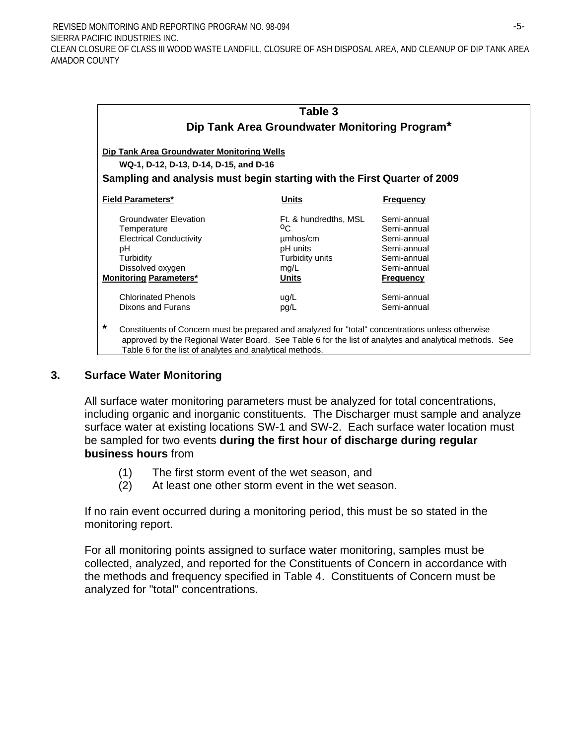**Table 3**
**Dip Tank Area Groundwater Monitoring Program***

**Dip Tank Area Groundwater Monitoring Wells**

**WQ-1, D-12, D-13, D-14, D-15, and D-16**

**Sampling and analysis must begin starting with the First Quarter of 2009**

| **Field Parameters*** | **Units** | **Frequency** |
|---|---|---|
| Groundwater Elevation | Ft. & hundredths, MSL | Semi-annual |
| Temperature | $^{o}C$ | Semi-annual |
| Electrical Conductivity | µmhos/cm | Semi-annual |
| pH | pH units | Semi-annual |
| Turbidity | Turbidity units | Semi-annual |
| Dissolved oxygen | mg/L | Semi-annual |
| **Monitoring Parameters*** | **Units** | **Frequency** |
| Chlorinated Phenols | ug/L | Semi-annual |
| Dixons and Furans | pg/L | Semi-annual |

\* Constituents of Concern must be prepared and analyzed for "total" concentrations unless otherwise approved by the Regional Water Board. See Table 6 for the list of analytes and analytical methods. See Table 6 for the list of analytes and analytical methods.

### 3. Surface Water Monitoring

All surface water monitoring parameters must be analyzed for total concentrations, including organic and inorganic constituents. The Discharger must sample and analyze surface water at existing locations SW-1 and SW-2. Each surface water location must be sampled for two events **during the first hour of discharge during regular business hours** from

(1) The first storm event of the wet season, and
(2) At least one other storm event in the wet season.

If no rain event occurred during a monitoring period, this must be so stated in the monitoring report.

For all monitoring points assigned to surface water monitoring, samples must be collected, analyzed, and reported for the Constituents of Concern in accordance with the methods and frequency specified in Table 4. Constituents of Concern must be analyzed for "total" concentrations.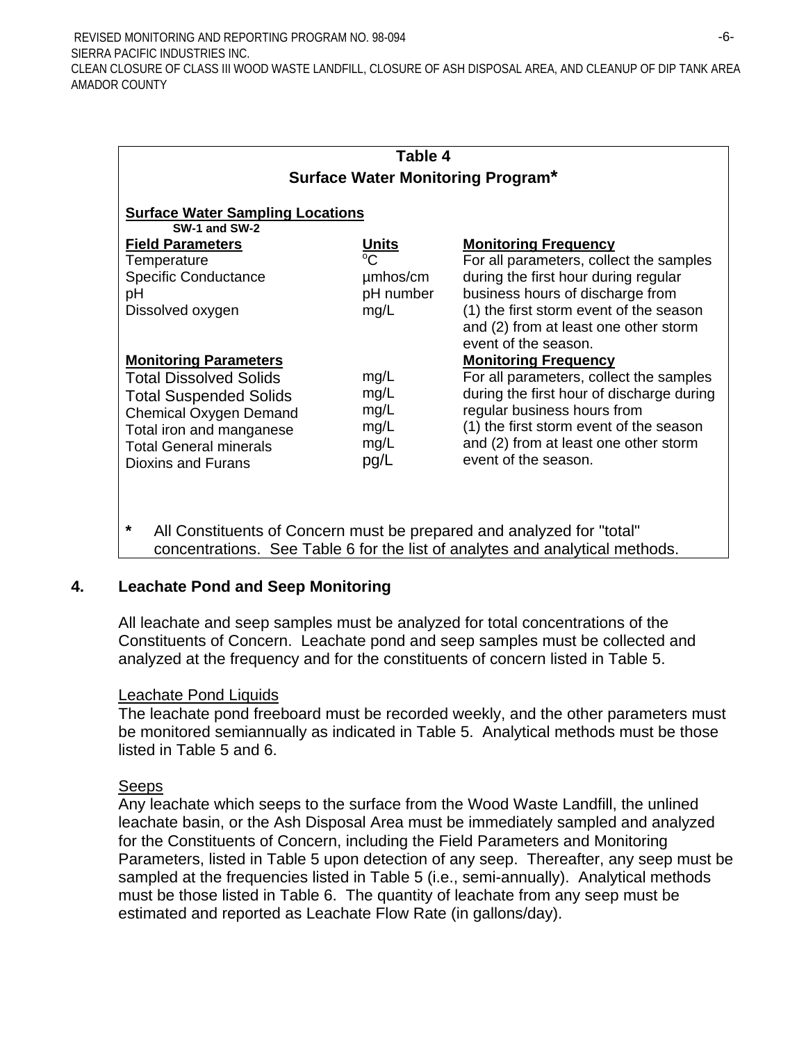**Table 4**
**Surface Water Monitoring Program***

**Surface Water Sampling Locations**
SW-1 and SW-2

| **Field Parameters** | **Units** | **Monitoring Frequency** |
|---|---|---|
| Temperature | $^{o}C$ | For all parameters, collect the samples during the first hour during regular business hours of discharge from (1) the first storm event of the season and (2) from at least one other storm event of the season. |
| Specific Conductance | µmhos/cm | |
| pH | pH number | |
| Dissolved oxygen | mg/L | |
| **Monitoring Parameters** | | **Monitoring Frequency** |
| Total Dissolved Solids | mg/L | For all parameters, collect the samples during the first hour of discharge during regular business hours from (1) the first storm event of the season and (2) from at least one other storm event of the season. |
| Total Suspended Solids | mg/L | |
| Chemical Oxygen Demand | mg/L | |
| Total iron and manganese | mg/L | |
| Total General minerals | mg/L | |
| Dioxins and Furans | pg/L | |

\* All Constituents of Concern must be prepared and analyzed for "total" concentrations. See Table 6 for the list of analytes and analytical methods.

## 4. Leachate Pond and Seep Monitoring

All leachate and seep samples must be analyzed for total concentrations of the Constituents of Concern. Leachate pond and seep samples must be collected and analyzed at the frequency and for the constituents of concern listed in Table 5.

Leachate Pond Liquids
The leachate pond freeboard must be recorded weekly, and the other parameters must be monitored semiannually as indicated in Table 5. Analytical methods must be those listed in Table 5 and 6.

Seeps
Any leachate which seeps to the surface from the Wood Waste Landfill, the unlined leachate basin, or the Ash Disposal Area must be immediately sampled and analyzed for the Constituents of Concern, including the Field Parameters and Monitoring Parameters, listed in Table 5 upon detection of any seep. Thereafter, any seep must be sampled at the frequencies listed in Table 5 (i.e., semi-annually). Analytical methods must be those listed in Table 6. The quantity of leachate from any seep must be estimated and reported as Leachate Flow Rate (in gallons/day).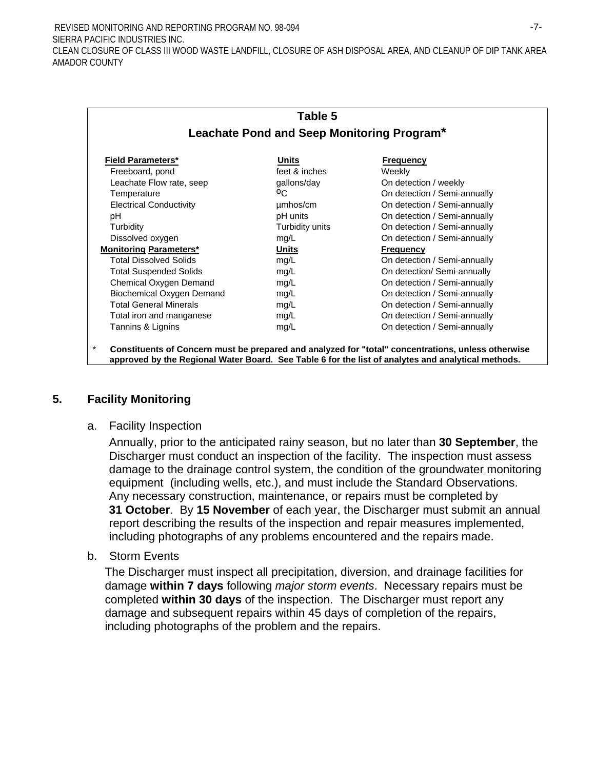**Table 5**
**Leachate Pond and Seep Monitoring Program***

| **Field Parameters*** | **Units** | **Frequency** |
|---|---|---|
| Freeboard, pond | feet & inches | Weekly |
| Leachate Flow rate, seep | gallons/day | On detection / weekly |
| Temperature | $^{o}C$ | On detection / Semi-annually |
| Electrical Conductivity | µmhos/cm | On detection / Semi-annually |
| pH | pH units | On detection / Semi-annually |
| Turbidity | Turbidity units | On detection / Semi-annually |
| Dissolved oxygen | mg/L | On detection / Semi-annually |
| **Monitoring Parameters*** | **Units** | **Frequency** |
| Total Dissolved Solids | mg/L | On detection / Semi-annually |
| Total Suspended Solids | mg/L | On detection/ Semi-annually |
| Chemical Oxygen Demand | mg/L | On detection / Semi-annually |
| Biochemical Oxygen Demand | mg/L | On detection / Semi-annually |
| Total General Minerals | mg/L | On detection / Semi-annually |
| Total iron and manganese | mg/L | On detection / Semi-annually |
| Tannins & Lignins | mg/L | On detection / Semi-annually |

\* **Constituents of Concern must be prepared and analyzed for "total" concentrations, unless otherwise approved by the Regional Water Board. See Table 6 for the list of analytes and analytical methods.**

## 5. Facility Monitoring

a. Facility Inspection

Annually, prior to the anticipated rainy season, but no later than **30 September**, the Discharger must conduct an inspection of the facility. The inspection must assess damage to the drainage control system, the condition of the groundwater monitoring equipment (including wells, etc.), and must include the Standard Observations. Any necessary construction, maintenance, or repairs must be completed by **31 October**. By **15 November** of each year, the Discharger must submit an annual report describing the results of the inspection and repair measures implemented, including photographs of any problems encountered and the repairs made.

b. Storm Events

The Discharger must inspect all precipitation, diversion, and drainage facilities for damage **within 7 days** following *major storm events*. Necessary repairs must be completed **within 30 days** of the inspection. The Discharger must report any damage and subsequent repairs within 45 days of completion of the repairs, including photographs of the problem and the repairs.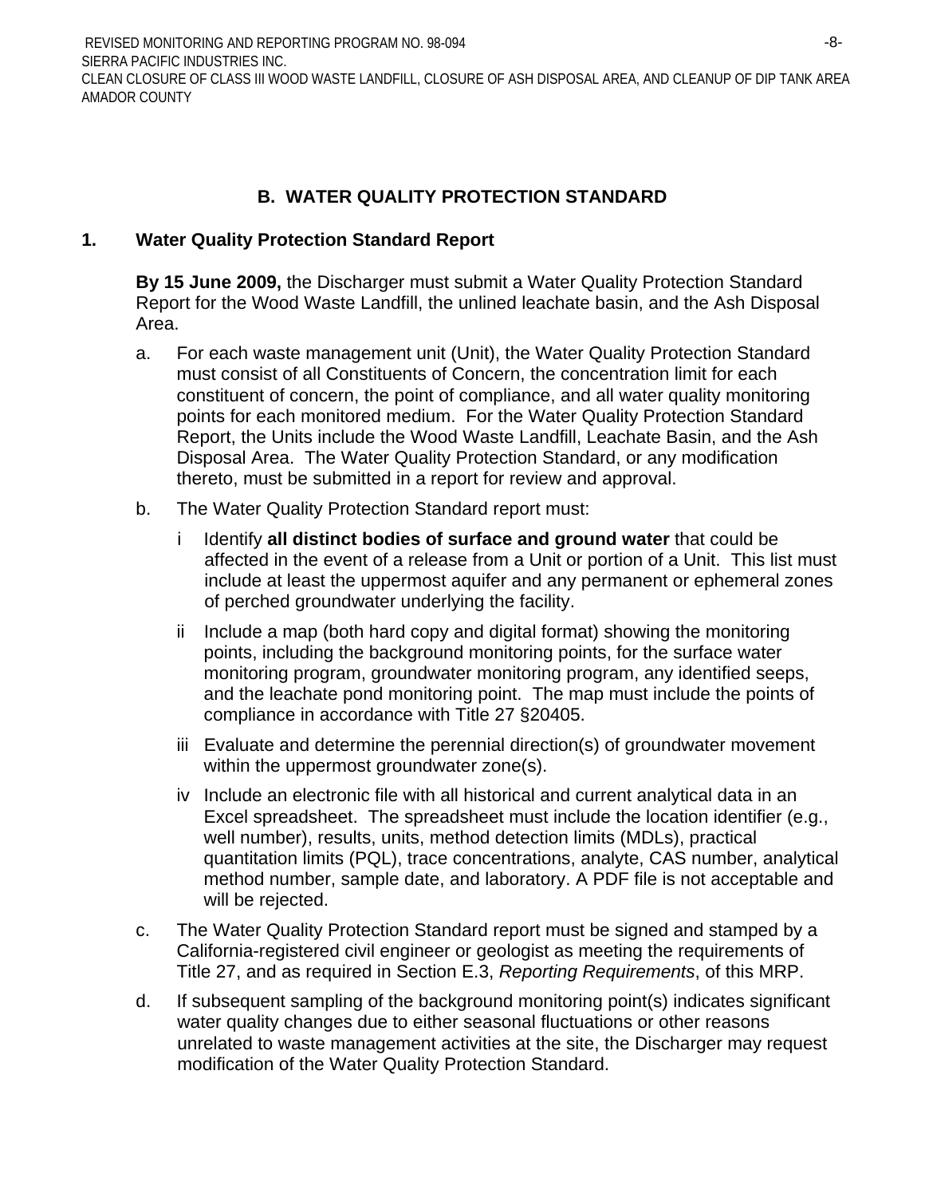## B. WATER QUALITY PROTECTION STANDARD

### 1. Water Quality Protection Standard Report

**By 15 June 2009,** the Discharger must submit a Water Quality Protection Standard Report for the Wood Waste Landfill, the unlined leachate basin, and the Ash Disposal Area.

a. For each waste management unit (Unit), the Water Quality Protection Standard must consist of all Constituents of Concern, the concentration limit for each constituent of concern, the point of compliance, and all water quality monitoring points for each monitored medium. For the Water Quality Protection Standard Report, the Units include the Wood Waste Landfill, Leachate Basin, and the Ash Disposal Area. The Water Quality Protection Standard, or any modification thereto, must be submitted in a report for review and approval.

b. The Water Quality Protection Standard report must:

   i Identify **all distinct bodies of surface and ground water** that could be affected in the event of a release from a Unit or portion of a Unit. This list must include at least the uppermost aquifer and any permanent or ephemeral zones of perched groundwater underlying the facility.

   ii Include a map (both hard copy and digital format) showing the monitoring points, including the background monitoring points, for the surface water monitoring program, groundwater monitoring program, any identified seeps, and the leachate pond monitoring point. The map must include the points of compliance in accordance with Title 27 §20405.

   iii Evaluate and determine the perennial direction(s) of groundwater movement within the uppermost groundwater zone(s).

   iv Include an electronic file with all historical and current analytical data in an Excel spreadsheet. The spreadsheet must include the location identifier (e.g., well number), results, units, method detection limits (MDLs), practical quantitation limits (PQL), trace concentrations, analyte, CAS number, analytical method number, sample date, and laboratory. A PDF file is not acceptable and will be rejected.

c. The Water Quality Protection Standard report must be signed and stamped by a California-registered civil engineer or geologist as meeting the requirements of Title 27, and as required in Section E.3, *Reporting Requirements*, of this MRP.

d. If subsequent sampling of the background monitoring point(s) indicates significant water quality changes due to either seasonal fluctuations or other reasons unrelated to waste management activities at the site, the Discharger may request modification of the Water Quality Protection Standard.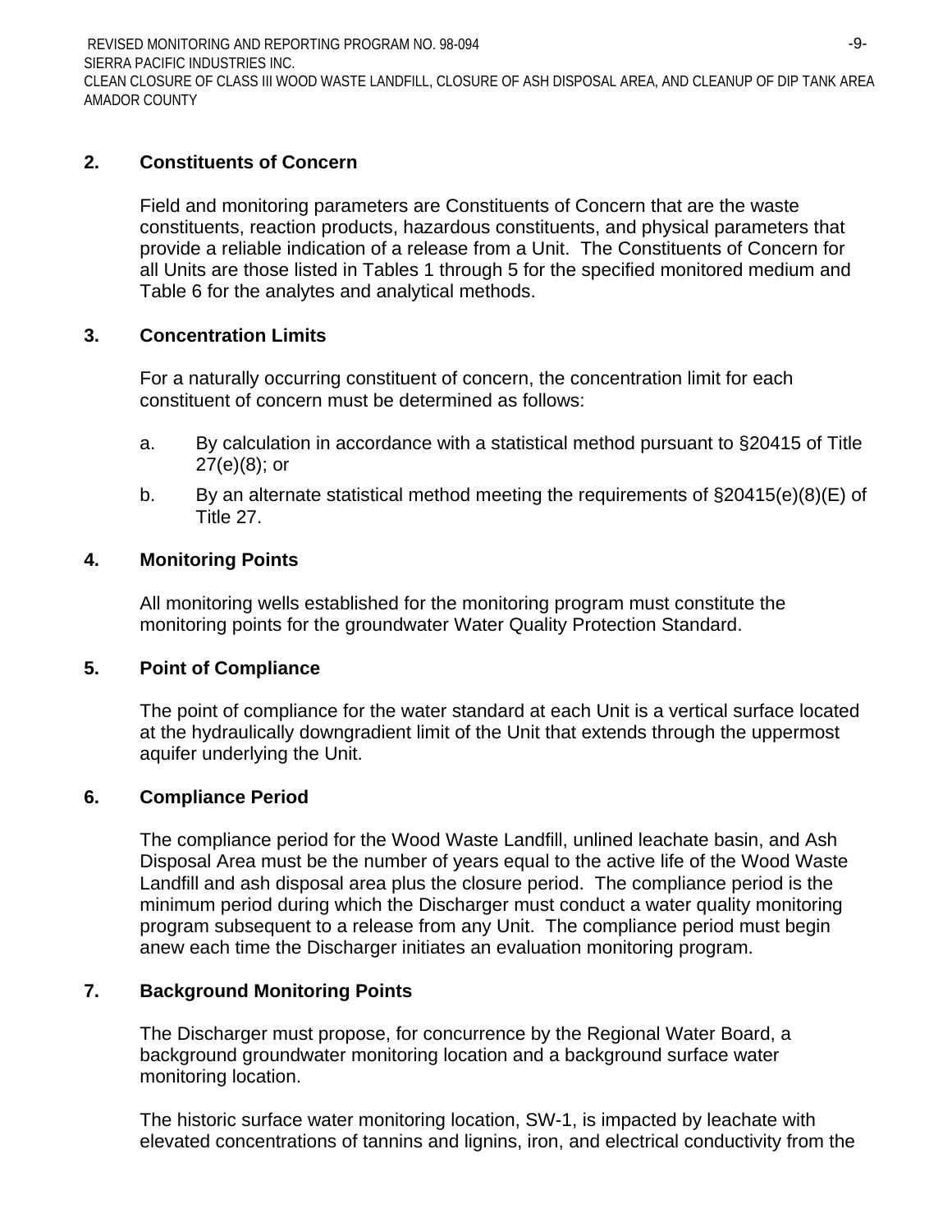## 2. Constituents of Concern

Field and monitoring parameters are Constituents of Concern that are the waste constituents, reaction products, hazardous constituents, and physical parameters that provide a reliable indication of a release from a Unit. The Constituents of Concern for all Units are those listed in Tables 1 through 5 for the specified monitored medium and Table 6 for the analytes and analytical methods.

## 3. Concentration Limits

For a naturally occurring constituent of concern, the concentration limit for each constituent of concern must be determined as follows:

a. By calculation in accordance with a statistical method pursuant to §20415 of Title 27(e)(8); or

b. By an alternate statistical method meeting the requirements of §20415(e)(8)(E) of Title 27.

## 4. Monitoring Points

All monitoring wells established for the monitoring program must constitute the monitoring points for the groundwater Water Quality Protection Standard.

## 5. Point of Compliance

The point of compliance for the water standard at each Unit is a vertical surface located at the hydraulically downgradient limit of the Unit that extends through the uppermost aquifer underlying the Unit.

## 6. Compliance Period

The compliance period for the Wood Waste Landfill, unlined leachate basin, and Ash Disposal Area must be the number of years equal to the active life of the Wood Waste Landfill and ash disposal area plus the closure period. The compliance period is the minimum period during which the Discharger must conduct a water quality monitoring program subsequent to a release from any Unit. The compliance period must begin anew each time the Discharger initiates an evaluation monitoring program.

## 7. Background Monitoring Points

The Discharger must propose, for concurrence by the Regional Water Board, a background groundwater monitoring location and a background surface water monitoring location.

The historic surface water monitoring location, SW-1, is impacted by leachate with elevated concentrations of tannins and lignins, iron, and electrical conductivity from the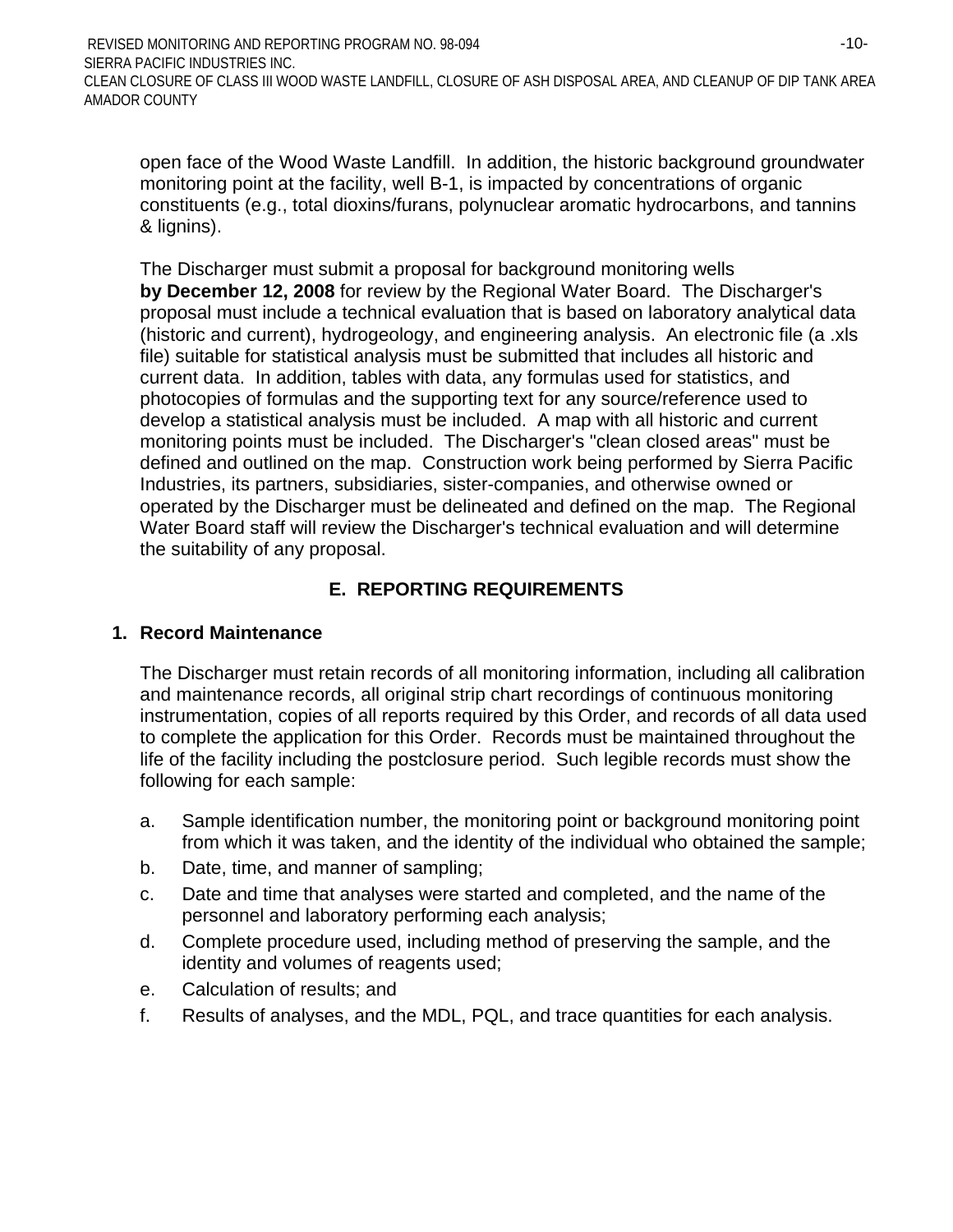open face of the Wood Waste Landfill. In addition, the historic background groundwater monitoring point at the facility, well B-1, is impacted by concentrations of organic constituents (e.g., total dioxins/furans, polynuclear aromatic hydrocarbons, and tannins & lignins).

The Discharger must submit a proposal for background monitoring wells **by December 12, 2008** for review by the Regional Water Board. The Discharger's proposal must include a technical evaluation that is based on laboratory analytical data (historic and current), hydrogeology, and engineering analysis. An electronic file (a .xls file) suitable for statistical analysis must be submitted that includes all historic and current data. In addition, tables with data, any formulas used for statistics, and photocopies of formulas and the supporting text for any source/reference used to develop a statistical analysis must be included. A map with all historic and current monitoring points must be included. The Discharger's "clean closed areas" must be defined and outlined on the map. Construction work being performed by Sierra Pacific Industries, its partners, subsidiaries, sister-companies, and otherwise owned or operated by the Discharger must be delineated and defined on the map. The Regional Water Board staff will review the Discharger's technical evaluation and will determine the suitability of any proposal.

## E. REPORTING REQUIREMENTS

### 1. Record Maintenance

The Discharger must retain records of all monitoring information, including all calibration and maintenance records, all original strip chart recordings of continuous monitoring instrumentation, copies of all reports required by this Order, and records of all data used to complete the application for this Order. Records must be maintained throughout the life of the facility including the postclosure period. Such legible records must show the following for each sample:

a. Sample identification number, the monitoring point or background monitoring point from which it was taken, and the identity of the individual who obtained the sample;

b. Date, time, and manner of sampling;

c. Date and time that analyses were started and completed, and the name of the personnel and laboratory performing each analysis;

d. Complete procedure used, including method of preserving the sample, and the identity and volumes of reagents used;

e. Calculation of results; and

f. Results of analyses, and the MDL, PQL, and trace quantities for each analysis.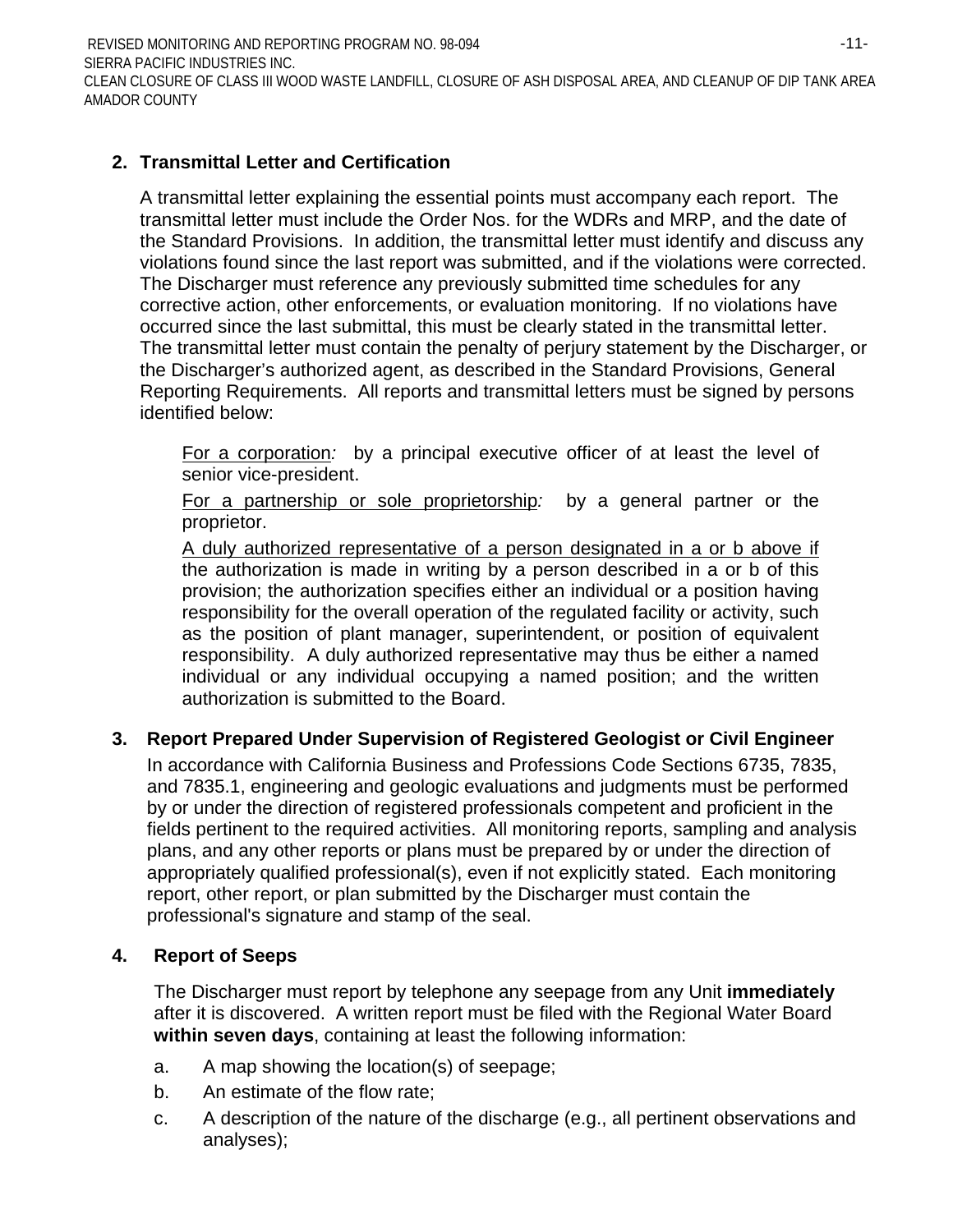## 2. Transmittal Letter and Certification

A transmittal letter explaining the essential points must accompany each report. The transmittal letter must include the Order Nos. for the WDRs and MRP, and the date of the Standard Provisions. In addition, the transmittal letter must identify and discuss any violations found since the last report was submitted, and if the violations were corrected. The Discharger must reference any previously submitted time schedules for any corrective action, other enforcements, or evaluation monitoring. If no violations have occurred since the last submittal, this must be clearly stated in the transmittal letter. The transmittal letter must contain the penalty of perjury statement by the Discharger, or the Discharger's authorized agent, as described in the Standard Provisions, General Reporting Requirements. All reports and transmittal letters must be signed by persons identified below:

> For a corporation*:* by a principal executive officer of at least the level of senior vice-president.
>
> For a partnership or sole proprietorship*:* by a general partner or the proprietor.
>
> A duly authorized representative of a person designated in a or b above if the authorization is made in writing by a person described in a or b of this provision; the authorization specifies either an individual or a position having responsibility for the overall operation of the regulated facility or activity, such as the position of plant manager, superintendent, or position of equivalent responsibility. A duly authorized representative may thus be either a named individual or any individual occupying a named position; and the written authorization is submitted to the Board.

## 3. Report Prepared Under Supervision of Registered Geologist or Civil Engineer

In accordance with California Business and Professions Code Sections 6735, 7835, and 7835.1, engineering and geologic evaluations and judgments must be performed by or under the direction of registered professionals competent and proficient in the fields pertinent to the required activities. All monitoring reports, sampling and analysis plans, and any other reports or plans must be prepared by or under the direction of appropriately qualified professional(s), even if not explicitly stated. Each monitoring report, other report, or plan submitted by the Discharger must contain the professional's signature and stamp of the seal.

## 4. Report of Seeps

The Discharger must report by telephone any seepage from any Unit **immediately** after it is discovered. A written report must be filed with the Regional Water Board **within seven days**, containing at least the following information:

a. A map showing the location(s) of seepage;

b. An estimate of the flow rate;

c. A description of the nature of the discharge (e.g., all pertinent observations and analyses);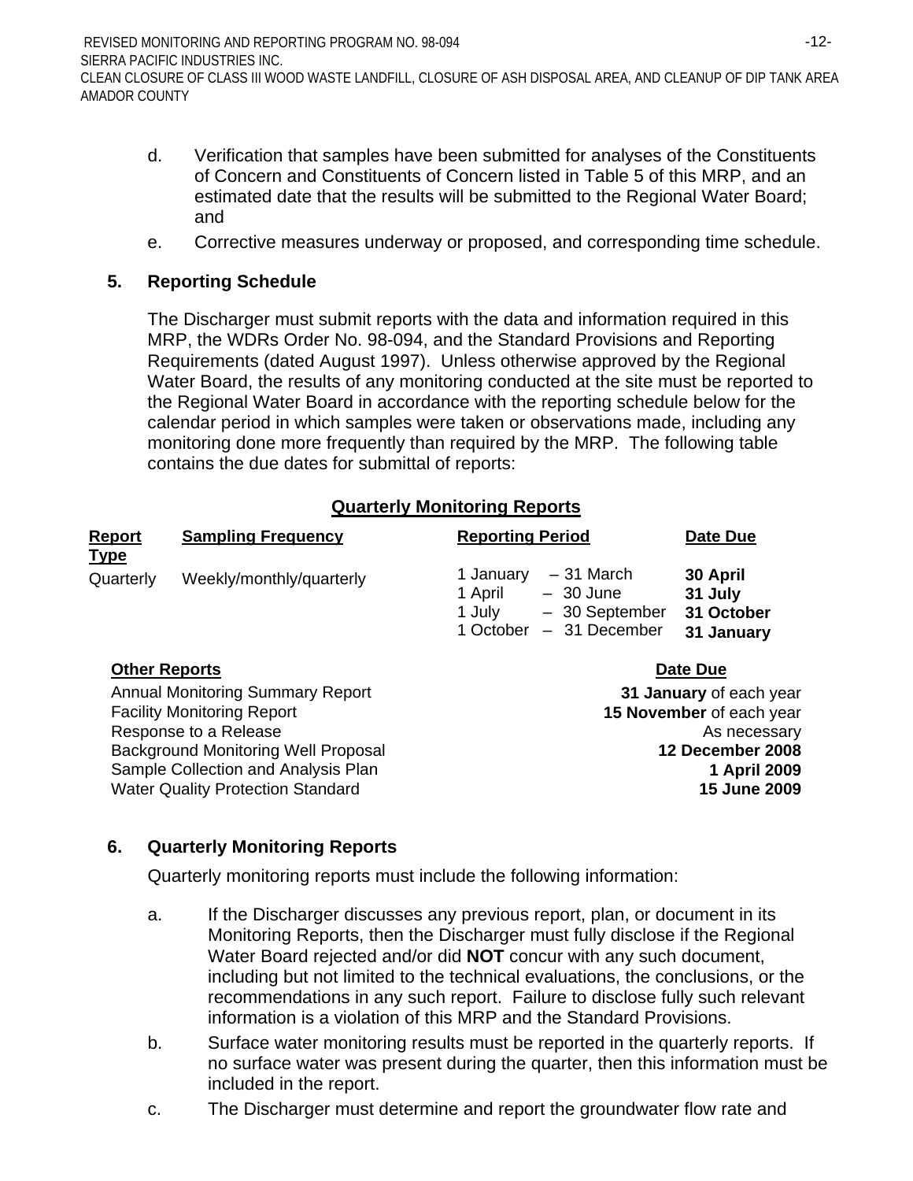d. Verification that samples have been submitted for analyses of the Constituents of Concern and Constituents of Concern listed in Table 5 of this MRP, and an estimated date that the results will be submitted to the Regional Water Board; and

e. Corrective measures underway or proposed, and corresponding time schedule.

## 5. Reporting Schedule

The Discharger must submit reports with the data and information required in this MRP, the WDRs Order No. 98-094, and the Standard Provisions and Reporting Requirements (dated August 1997). Unless otherwise approved by the Regional Water Board, the results of any monitoring conducted at the site must be reported to the Regional Water Board in accordance with the reporting schedule below for the calendar period in which samples were taken or observations made, including any monitoring done more frequently than required by the MRP. The following table contains the due dates for submittal of reports:

**Quarterly Monitoring Reports**

| Report Type | Sampling Frequency | Reporting Period | Date Due |
|---|---|---|---|
| Quarterly | Weekly/monthly/quarterly | 1 January – 31 March | **30 April** |
| | | 1 April – 30 June | **31 July** |
| | | 1 July – 30 September | **31 October** |
| | | 1 October – 31 December | **31 January** |

| Other Reports | Date Due |
|---|---|
| Annual Monitoring Summary Report | **31 January** of each year |
| Facility Monitoring Report | **15 November** of each year |
| Response to a Release | As necessary |
| Background Monitoring Well Proposal | **12 December 2008** |
| Sample Collection and Analysis Plan | **1 April 2009** |
| Water Quality Protection Standard | **15 June 2009** |

## 6. Quarterly Monitoring Reports

Quarterly monitoring reports must include the following information:

a. If the Discharger discusses any previous report, plan, or document in its Monitoring Reports, then the Discharger must fully disclose if the Regional Water Board rejected and/or did **NOT** concur with any such document, including but not limited to the technical evaluations, the conclusions, or the recommendations in any such report. Failure to disclose fully such relevant information is a violation of this MRP and the Standard Provisions.

b. Surface water monitoring results must be reported in the quarterly reports. If no surface water was present during the quarter, then this information must be included in the report.

c. The Discharger must determine and report the groundwater flow rate and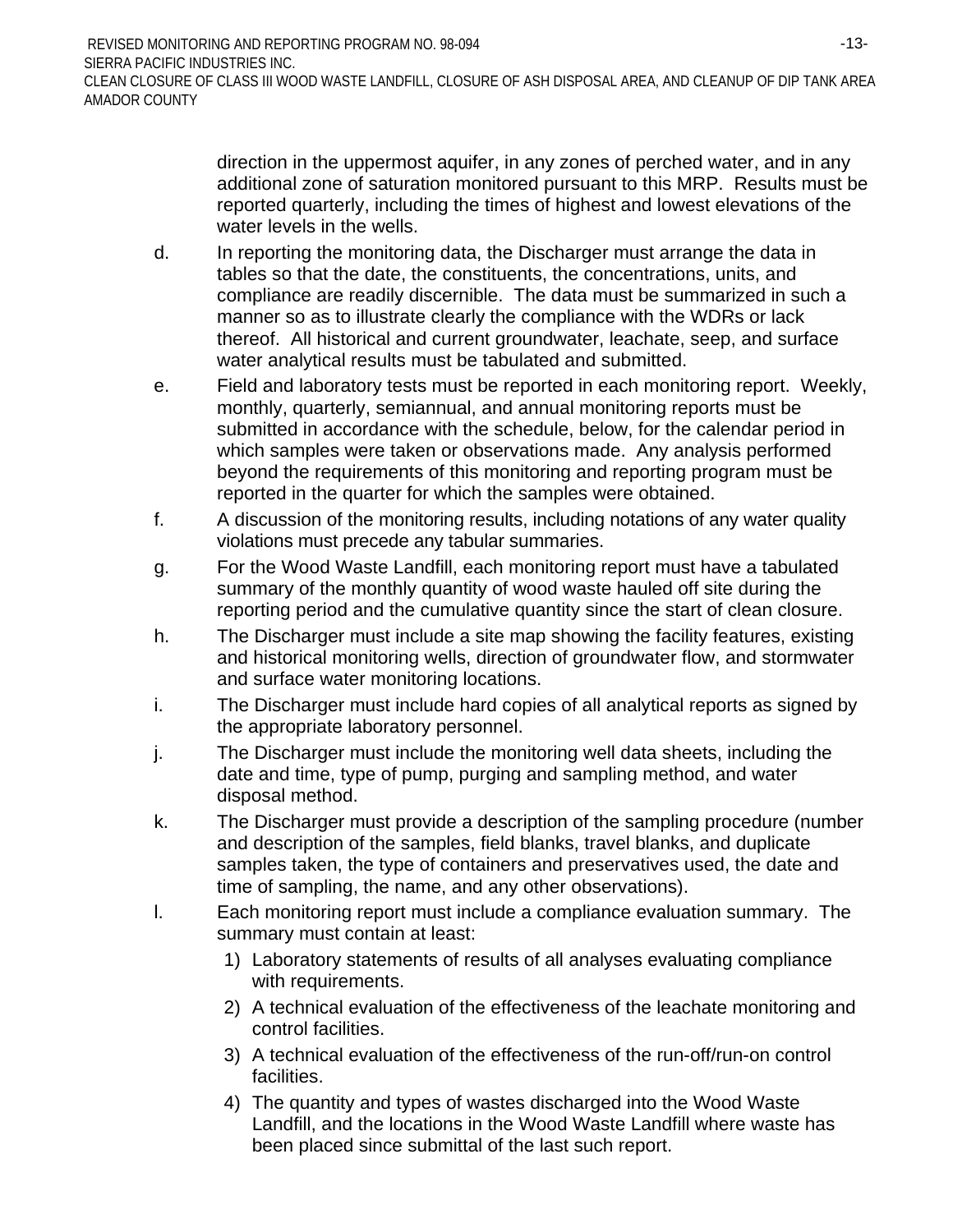direction in the uppermost aquifer, in any zones of perched water, and in any additional zone of saturation monitored pursuant to this MRP. Results must be reported quarterly, including the times of highest and lowest elevations of the water levels in the wells.

d. In reporting the monitoring data, the Discharger must arrange the data in tables so that the date, the constituents, the concentrations, units, and compliance are readily discernible. The data must be summarized in such a manner so as to illustrate clearly the compliance with the WDRs or lack thereof. All historical and current groundwater, leachate, seep, and surface water analytical results must be tabulated and submitted.

e. Field and laboratory tests must be reported in each monitoring report. Weekly, monthly, quarterly, semiannual, and annual monitoring reports must be submitted in accordance with the schedule, below, for the calendar period in which samples were taken or observations made. Any analysis performed beyond the requirements of this monitoring and reporting program must be reported in the quarter for which the samples were obtained.

f. A discussion of the monitoring results, including notations of any water quality violations must precede any tabular summaries.

g. For the Wood Waste Landfill, each monitoring report must have a tabulated summary of the monthly quantity of wood waste hauled off site during the reporting period and the cumulative quantity since the start of clean closure.

h. The Discharger must include a site map showing the facility features, existing and historical monitoring wells, direction of groundwater flow, and stormwater and surface water monitoring locations.

i. The Discharger must include hard copies of all analytical reports as signed by the appropriate laboratory personnel.

j. The Discharger must include the monitoring well data sheets, including the date and time, type of pump, purging and sampling method, and water disposal method.

k. The Discharger must provide a description of the sampling procedure (number and description of the samples, field blanks, travel blanks, and duplicate samples taken, the type of containers and preservatives used, the date and time of sampling, the name, and any other observations).

l. Each monitoring report must include a compliance evaluation summary. The summary must contain at least:

   1) Laboratory statements of results of all analyses evaluating compliance with requirements.
   2) A technical evaluation of the effectiveness of the leachate monitoring and control facilities.
   3) A technical evaluation of the effectiveness of the run-off/run-on control facilities.
   4) The quantity and types of wastes discharged into the Wood Waste Landfill, and the locations in the Wood Waste Landfill where waste has been placed since submittal of the last such report.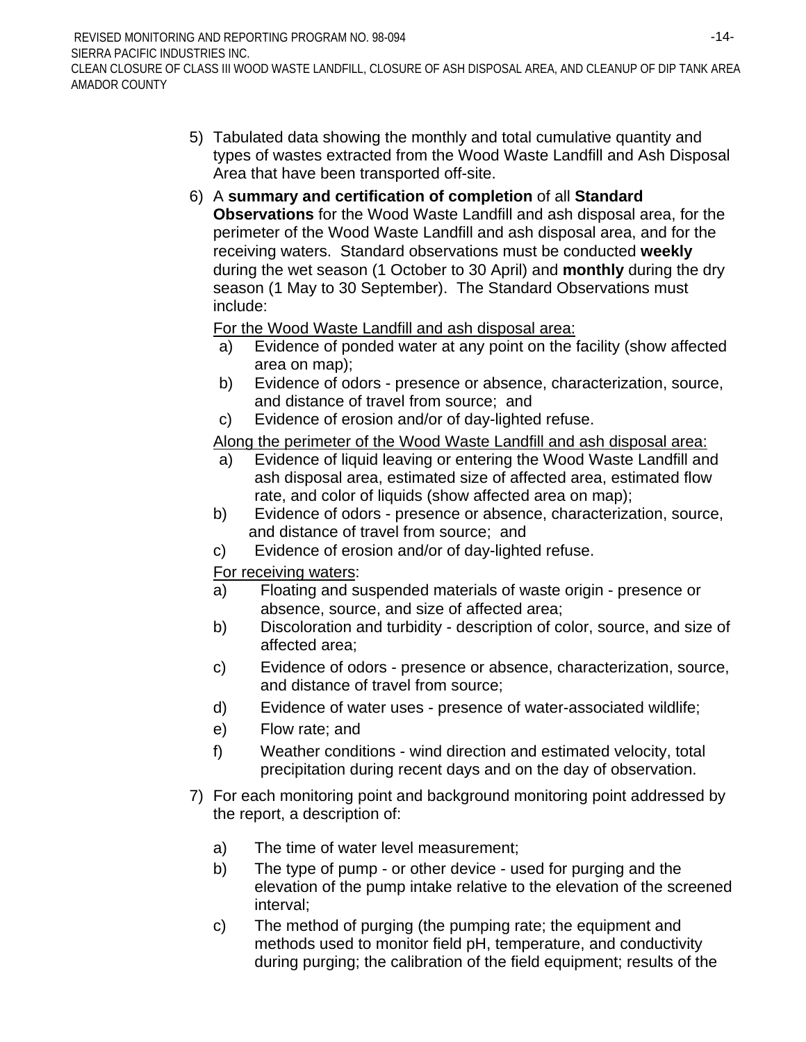5) Tabulated data showing the monthly and total cumulative quantity and types of wastes extracted from the Wood Waste Landfill and Ash Disposal Area that have been transported off-site.

6) A **summary and certification of completion** of all **Standard Observations** for the Wood Waste Landfill and ash disposal area, for the perimeter of the Wood Waste Landfill and ash disposal area, and for the receiving waters. Standard observations must be conducted **weekly** during the wet season (1 October to 30 April) and **monthly** during the dry season (1 May to 30 September). The Standard Observations must include:

   For the Wood Waste Landfill and ash disposal area:

   a) Evidence of ponded water at any point on the facility (show affected area on map);
   b) Evidence of odors - presence or absence, characterization, source, and distance of travel from source; and
   c) Evidence of erosion and/or of day-lighted refuse.

   Along the perimeter of the Wood Waste Landfill and ash disposal area:

   a) Evidence of liquid leaving or entering the Wood Waste Landfill and ash disposal area, estimated size of affected area, estimated flow rate, and color of liquids (show affected area on map);
   b) Evidence of odors - presence or absence, characterization, source, and distance of travel from source; and
   c) Evidence of erosion and/or of day-lighted refuse.

   For receiving waters:

   a) Floating and suspended materials of waste origin - presence or absence, source, and size of affected area;
   b) Discoloration and turbidity - description of color, source, and size of affected area;
   c) Evidence of odors - presence or absence, characterization, source, and distance of travel from source;
   d) Evidence of water uses - presence of water-associated wildlife;
   e) Flow rate; and
   f) Weather conditions - wind direction and estimated velocity, total precipitation during recent days and on the day of observation.

7) For each monitoring point and background monitoring point addressed by the report, a description of:

   a) The time of water level measurement;
   b) The type of pump - or other device - used for purging and the elevation of the pump intake relative to the elevation of the screened interval;
   c) The method of purging (the pumping rate; the equipment and methods used to monitor field pH, temperature, and conductivity during purging; the calibration of the field equipment; results of the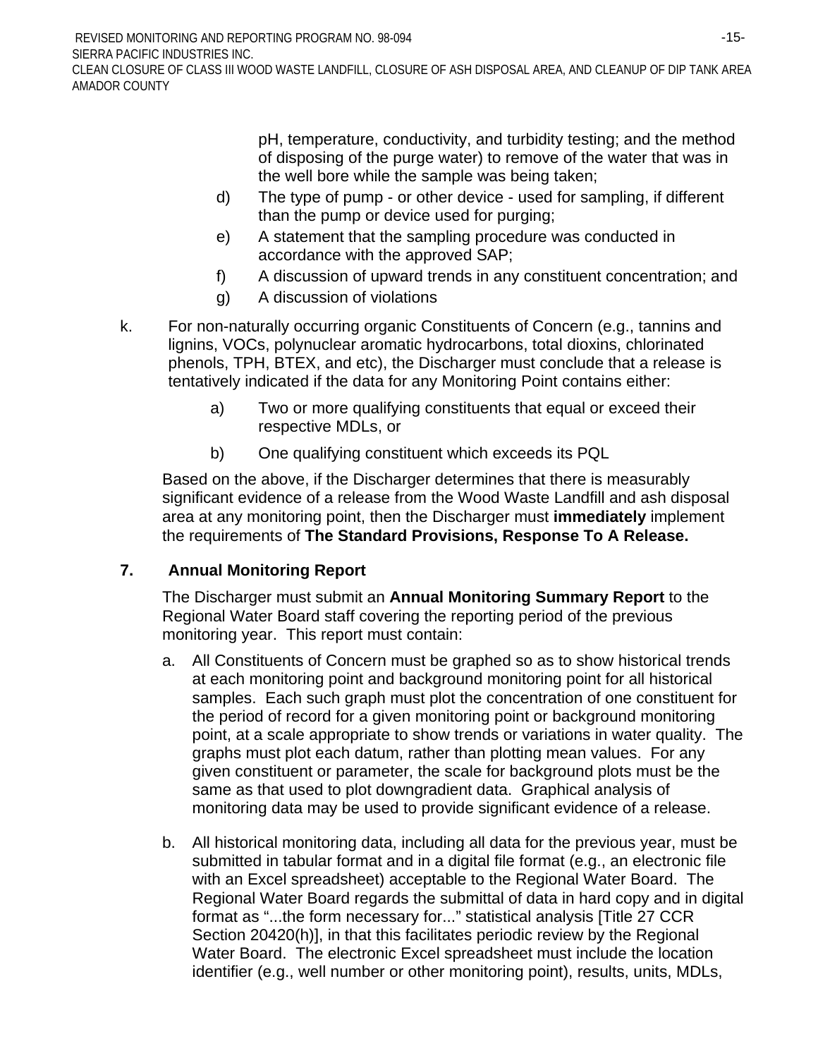pH, temperature, conductivity, and turbidity testing; and the method of disposing of the purge water) to remove of the water that was in the well bore while the sample was being taken;

d) The type of pump - or other device - used for sampling, if different than the pump or device used for purging;

e) A statement that the sampling procedure was conducted in accordance with the approved SAP;

f) A discussion of upward trends in any constituent concentration; and

g) A discussion of violations

k. For non-naturally occurring organic Constituents of Concern (e.g., tannins and lignins, VOCs, polynuclear aromatic hydrocarbons, total dioxins, chlorinated phenols, TPH, BTEX, and etc), the Discharger must conclude that a release is tentatively indicated if the data for any Monitoring Point contains either:

a) Two or more qualifying constituents that equal or exceed their respective MDLs, or

b) One qualifying constituent which exceeds its PQL

Based on the above, if the Discharger determines that there is measurably significant evidence of a release from the Wood Waste Landfill and ash disposal area at any monitoring point, then the Discharger must **immediately** implement the requirements of **The Standard Provisions, Response To A Release.**

## 7. Annual Monitoring Report

The Discharger must submit an **Annual Monitoring Summary Report** to the Regional Water Board staff covering the reporting period of the previous monitoring year. This report must contain:

a. All Constituents of Concern must be graphed so as to show historical trends at each monitoring point and background monitoring point for all historical samples. Each such graph must plot the concentration of one constituent for the period of record for a given monitoring point or background monitoring point, at a scale appropriate to show trends or variations in water quality. The graphs must plot each datum, rather than plotting mean values. For any given constituent or parameter, the scale for background plots must be the same as that used to plot downgradient data. Graphical analysis of monitoring data may be used to provide significant evidence of a release.

b. All historical monitoring data, including all data for the previous year, must be submitted in tabular format and in a digital file format (e.g., an electronic file with an Excel spreadsheet) acceptable to the Regional Water Board. The Regional Water Board regards the submittal of data in hard copy and in digital format as "...the form necessary for..." statistical analysis [Title 27 CCR Section 20420(h)], in that this facilitates periodic review by the Regional Water Board. The electronic Excel spreadsheet must include the location identifier (e.g., well number or other monitoring point), results, units, MDLs,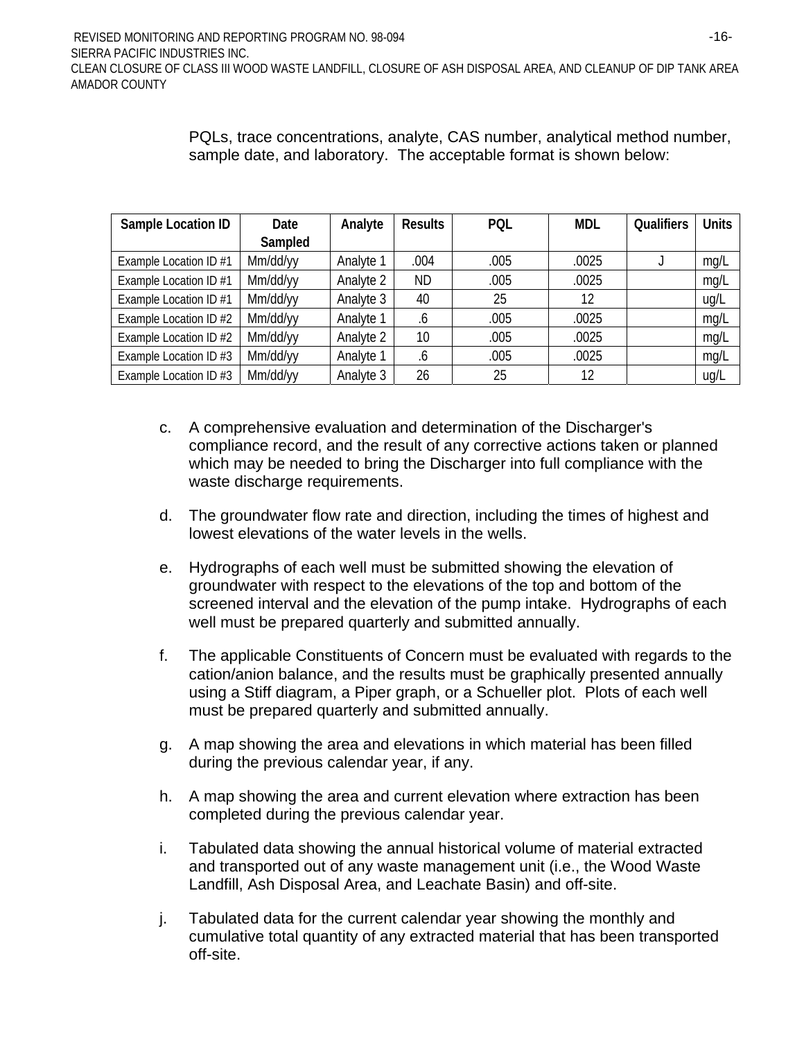PQLs, trace concentrations, analyte, CAS number, analytical method number, sample date, and laboratory. The acceptable format is shown below:

| Sample Location ID | Date Sampled | Analyte | Results | PQL | MDL | Qualifiers | Units |
|---|---|---|---|---|---|---|---|
| Example Location ID #1 | Mm/dd/yy | Analyte 1 | .004 | .005 | .0025 | J | mg/L |
| Example Location ID #1 | Mm/dd/yy | Analyte 2 | ND | .005 | .0025 | | mg/L |
| Example Location ID #1 | Mm/dd/yy | Analyte 3 | 40 | 25 | 12 | | ug/L |
| Example Location ID #2 | Mm/dd/yy | Analyte 1 | .6 | .005 | .0025 | | mg/L |
| Example Location ID #2 | Mm/dd/yy | Analyte 2 | 10 | .005 | .0025 | | mg/L |
| Example Location ID #3 | Mm/dd/yy | Analyte 1 | .6 | .005 | .0025 | | mg/L |
| Example Location ID #3 | Mm/dd/yy | Analyte 3 | 26 | 25 | 12 | | ug/L |

c. A comprehensive evaluation and determination of the Discharger's compliance record, and the result of any corrective actions taken or planned which may be needed to bring the Discharger into full compliance with the waste discharge requirements.

d. The groundwater flow rate and direction, including the times of highest and lowest elevations of the water levels in the wells.

e. Hydrographs of each well must be submitted showing the elevation of groundwater with respect to the elevations of the top and bottom of the screened interval and the elevation of the pump intake. Hydrographs of each well must be prepared quarterly and submitted annually.

f. The applicable Constituents of Concern must be evaluated with regards to the cation/anion balance, and the results must be graphically presented annually using a Stiff diagram, a Piper graph, or a Schueller plot. Plots of each well must be prepared quarterly and submitted annually.

g. A map showing the area and elevations in which material has been filled during the previous calendar year, if any.

h. A map showing the area and current elevation where extraction has been completed during the previous calendar year.

i. Tabulated data showing the annual historical volume of material extracted and transported out of any waste management unit (i.e., the Wood Waste Landfill, Ash Disposal Area, and Leachate Basin) and off-site.

j. Tabulated data for the current calendar year showing the monthly and cumulative total quantity of any extracted material that has been transported off-site.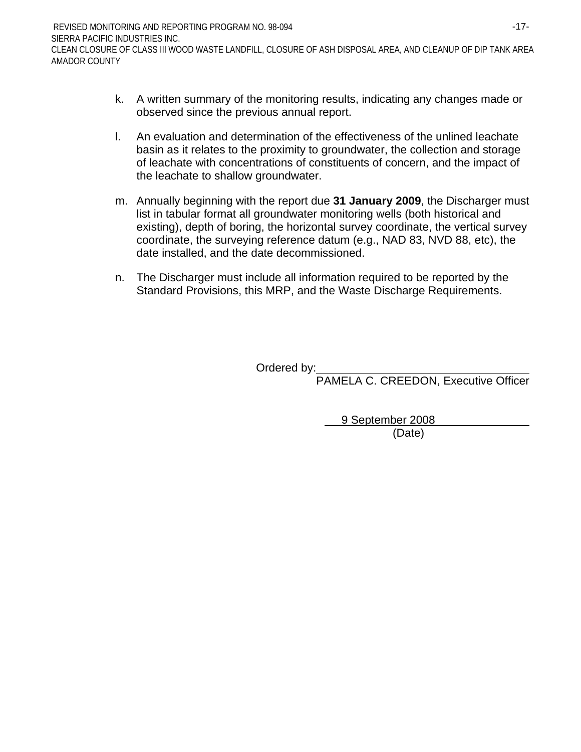k. A written summary of the monitoring results, indicating any changes made or observed since the previous annual report.

l. An evaluation and determination of the effectiveness of the unlined leachate basin as it relates to the proximity to groundwater, the collection and storage of leachate with concentrations of constituents of concern, and the impact of the leachate to shallow groundwater.

m. Annually beginning with the report due **31 January 2009**, the Discharger must list in tabular format all groundwater monitoring wells (both historical and existing), depth of boring, the horizontal survey coordinate, the vertical survey coordinate, the surveying reference datum (e.g., NAD 83, NVD 88, etc), the date installed, and the date decommissioned.

n. The Discharger must include all information required to be reported by the Standard Provisions, this MRP, and the Waste Discharge Requirements.

Ordered by: ________________________________
PAMELA C. CREEDON, Executive Officer

9 September 2008
(Date)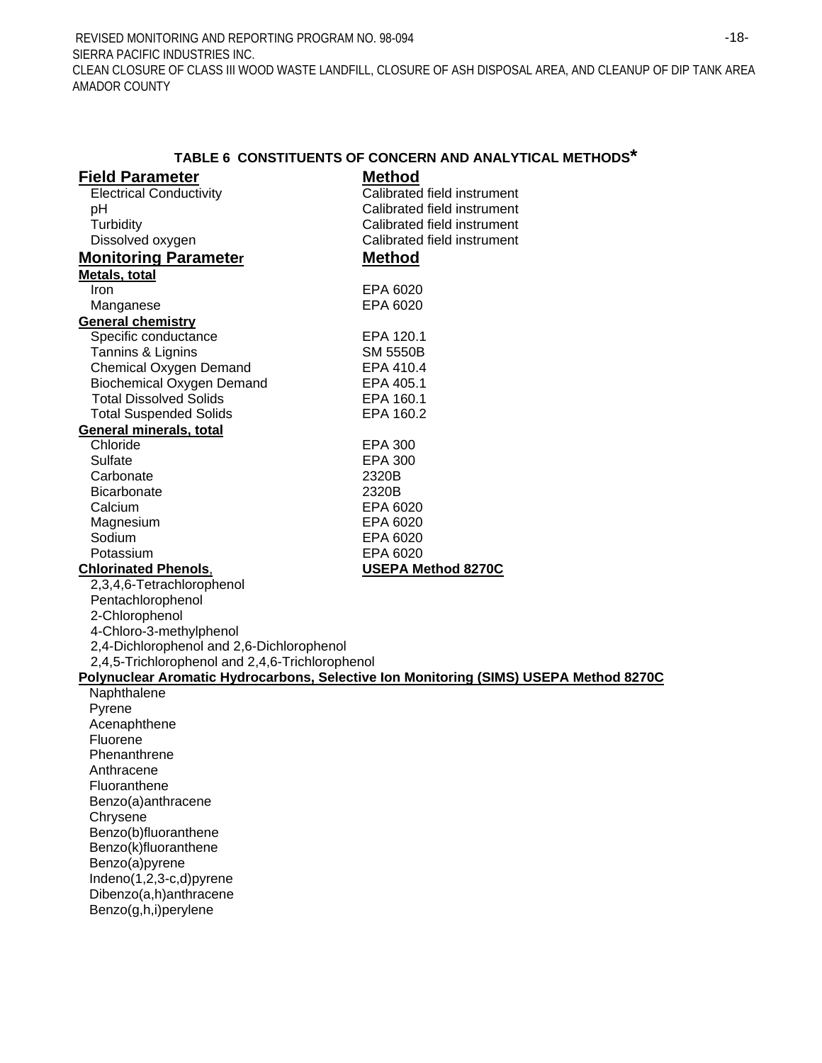## TABLE 6 CONSTITUENTS OF CONCERN AND ANALYTICAL METHODS*

| Field Parameter | Method |
|---|---|
| Electrical Conductivity | Calibrated field instrument |
| pH | Calibrated field instrument |
| Turbidity | Calibrated field instrument |
| Dissolved oxygen | Calibrated field instrument |
| **Monitoring Parameter** | **Method** |
| **Metals, total** | |
| Iron | EPA 6020 |
| Manganese | EPA 6020 |
| **General chemistry** | |
| Specific conductance | EPA 120.1 |
| Tannins & Lignins | SM 5550B |
| Chemical Oxygen Demand | EPA 410.4 |
| Biochemical Oxygen Demand | EPA 405.1 |
| Total Dissolved Solids | EPA 160.1 |
| Total Suspended Solids | EPA 160.2 |
| **General minerals, total** | |
| Chloride | EPA 300 |
| Sulfate | EPA 300 |
| Carbonate | 2320B |
| Bicarbonate | 2320B |
| Calcium | EPA 6020 |
| Magnesium | EPA 6020 |
| Sodium | EPA 6020 |
| Potassium | EPA 6020 |
| **Chlorinated Phenols**, | **USEPA Method 8270C** |
| 2,3,4,6-Tetrachlorophenol | |
| Pentachlorophenol | |
| 2-Chlorophenol | |
| 4-Chloro-3-methylphenol | |
| 2,4-Dichlorophenol and 2,6-Dichlorophenol | |
| 2,4,5-Trichlorophenol and 2,4,6-Trichlorophenol | |
| **Polynuclear Aromatic Hydrocarbons, Selective Ion Monitoring (SIMS) USEPA Method 8270C** | |
| Naphthalene | |
| Pyrene | |
| Acenaphthene | |
| Fluorene | |
| Phenanthrene | |
| Anthracene | |
| Fluoranthene | |
| Benzo(a)anthracene | |
| Chrysene | |
| Benzo(b)fluoranthene | |
| Benzo(k)fluoranthene | |
| Benzo(a)pyrene | |
| Indeno(1,2,3-c,d)pyrene | |
| Dibenzo(a,h)anthracene | |
| Benzo(g,h,i)perylene | |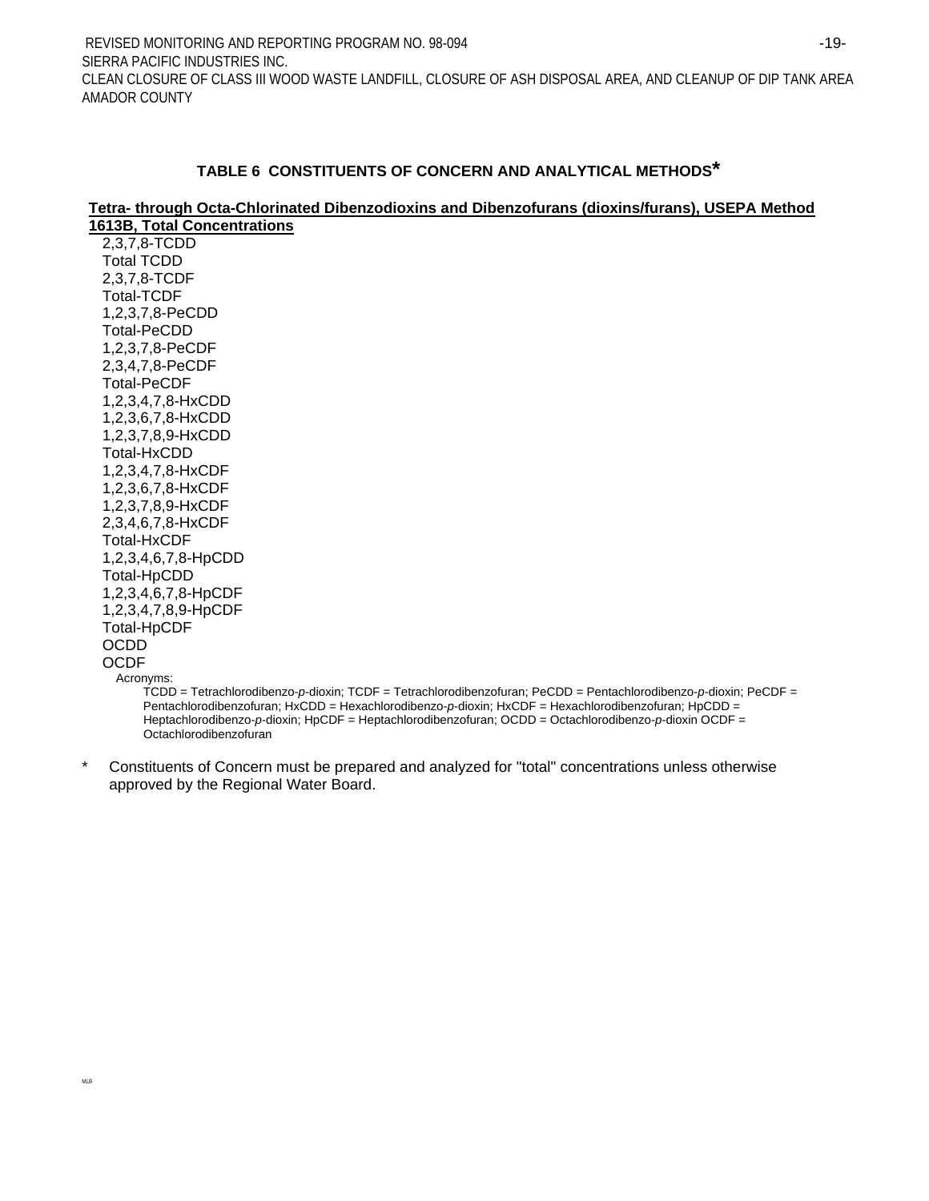## TABLE 6 CONSTITUENTS OF CONCERN AND ANALYTICAL METHODS*

**Tetra- through Octa-Chlorinated Dibenzodioxins and Dibenzofurans (dioxins/furans), USEPA Method 1613B, Total Concentrations**

2,3,7,8-TCDD
Total TCDD
2,3,7,8-TCDF
Total-TCDF
1,2,3,7,8-PeCDD
Total-PeCDD
1,2,3,7,8-PeCDF
2,3,4,7,8-PeCDF
Total-PeCDF
1,2,3,4,7,8-HxCDD
1,2,3,6,7,8-HxCDD
1,2,3,7,8,9-HxCDD
Total-HxCDD
1,2,3,4,7,8-HxCDF
1,2,3,6,7,8-HxCDF
1,2,3,7,8,9-HxCDF
2,3,4,6,7,8-HxCDF
Total-HxCDF
1,2,3,4,6,7,8-HpCDD
Total-HpCDD
1,2,3,4,6,7,8-HpCDF
1,2,3,4,7,8,9-HpCDF
Total-HpCDF
OCDD
OCDF

Acronyms:
TCDD = Tetrachlorodibenzo-*p*-dioxin; TCDF = Tetrachlorodibenzofuran; PeCDD = Pentachlorodibenzo-*p*-dioxin; PeCDF = Pentachlorodibenzofuran; HxCDD = Hexachlorodibenzo-*p*-dioxin; HxCDF = Hexachlorodibenzofuran; HpCDD = Heptachlorodibenzo-*p*-dioxin; HpCDF = Heptachlorodibenzofuran; OCDD = Octachlorodibenzo-*p*-dioxin OCDF = Octachlorodibenzofuran

\* Constituents of Concern must be prepared and analyzed for "total" concentrations unless otherwise approved by the Regional Water Board.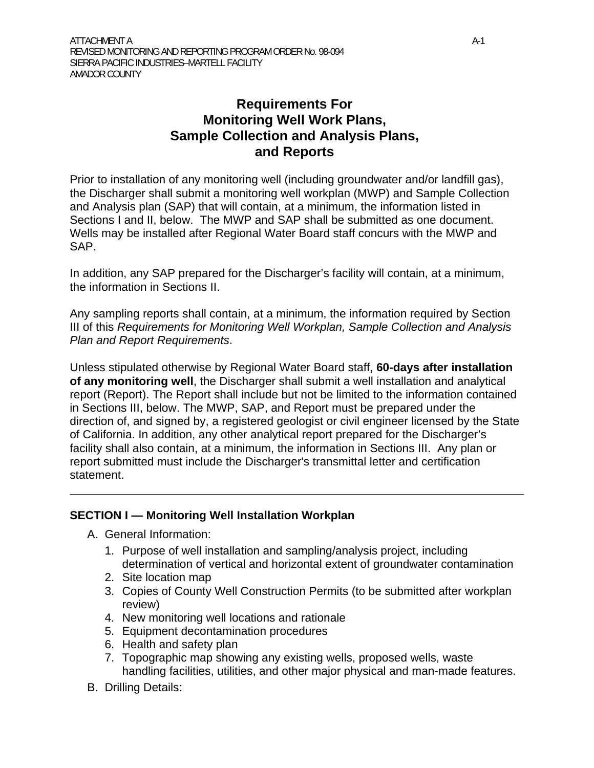# Requirements For Monitoring Well Work Plans, Sample Collection and Analysis Plans, and Reports

Prior to installation of any monitoring well (including groundwater and/or landfill gas), the Discharger shall submit a monitoring well workplan (MWP) and Sample Collection and Analysis plan (SAP) that will contain, at a minimum, the information listed in Sections I and II, below. The MWP and SAP shall be submitted as one document. Wells may be installed after Regional Water Board staff concurs with the MWP and SAP.

In addition, any SAP prepared for the Discharger's facility will contain, at a minimum, the information in Sections II.

Any sampling reports shall contain, at a minimum, the information required by Section III of this *Requirements for Monitoring Well Workplan, Sample Collection and Analysis Plan and Report Requirements*.

Unless stipulated otherwise by Regional Water Board staff, **60-days after installation of any monitoring well**, the Discharger shall submit a well installation and analytical report (Report). The Report shall include but not be limited to the information contained in Sections III, below. The MWP, SAP, and Report must be prepared under the direction of, and signed by, a registered geologist or civil engineer licensed by the State of California. In addition, any other analytical report prepared for the Discharger's facility shall also contain, at a minimum, the information in Sections III. Any plan or report submitted must include the Discharger's transmittal letter and certification statement.

---

## SECTION I — Monitoring Well Installation Workplan

A. General Information:
   1. Purpose of well installation and sampling/analysis project, including determination of vertical and horizontal extent of groundwater contamination
   2. Site location map
   3. Copies of County Well Construction Permits (to be submitted after workplan review)
   4. New monitoring well locations and rationale
   5. Equipment decontamination procedures
   6. Health and safety plan
   7. Topographic map showing any existing wells, proposed wells, waste handling facilities, utilities, and other major physical and man-made features.

B. Drilling Details: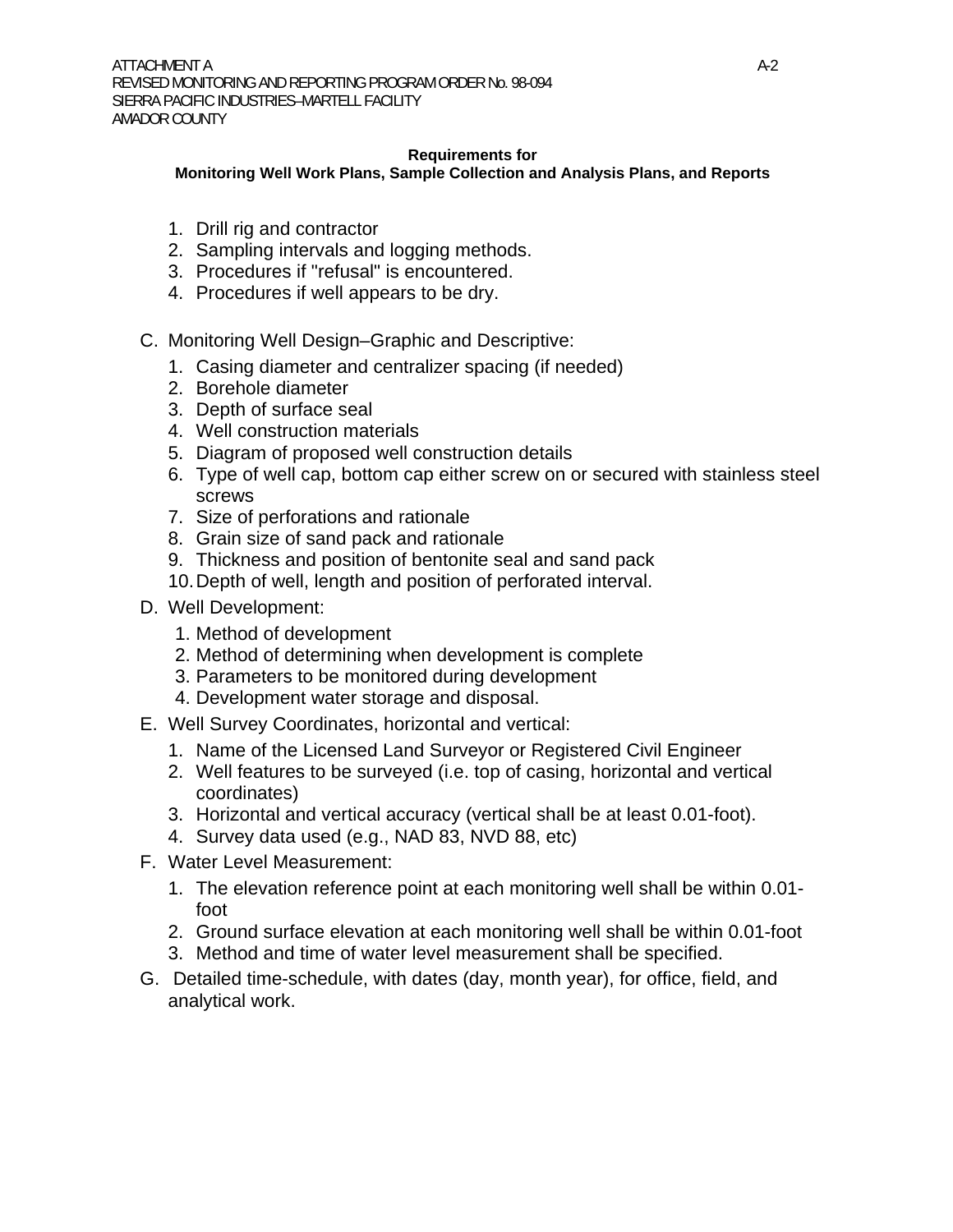**Requirements for**
**Monitoring Well Work Plans, Sample Collection and Analysis Plans, and Reports**

1. Drill rig and contractor
2. Sampling intervals and logging methods.
3. Procedures if "refusal" is encountered.
4. Procedures if well appears to be dry.

C. Monitoring Well Design–Graphic and Descriptive:
   1. Casing diameter and centralizer spacing (if needed)
   2. Borehole diameter
   3. Depth of surface seal
   4. Well construction materials
   5. Diagram of proposed well construction details
   6. Type of well cap, bottom cap either screw on or secured with stainless steel screws
   7. Size of perforations and rationale
   8. Grain size of sand pack and rationale
   9. Thickness and position of bentonite seal and sand pack
   10. Depth of well, length and position of perforated interval.

D. Well Development:
   1. Method of development
   2. Method of determining when development is complete
   3. Parameters to be monitored during development
   4. Development water storage and disposal.

E. Well Survey Coordinates, horizontal and vertical:
   1. Name of the Licensed Land Surveyor or Registered Civil Engineer
   2. Well features to be surveyed (i.e. top of casing, horizontal and vertical coordinates)
   3. Horizontal and vertical accuracy (vertical shall be at least 0.01-foot).
   4. Survey data used (e.g., NAD 83, NVD 88, etc)

F. Water Level Measurement:
   1. The elevation reference point at each monitoring well shall be within 0.01-foot
   2. Ground surface elevation at each monitoring well shall be within 0.01-foot
   3. Method and time of water level measurement shall be specified.

G. Detailed time-schedule, with dates (day, month year), for office, field, and analytical work.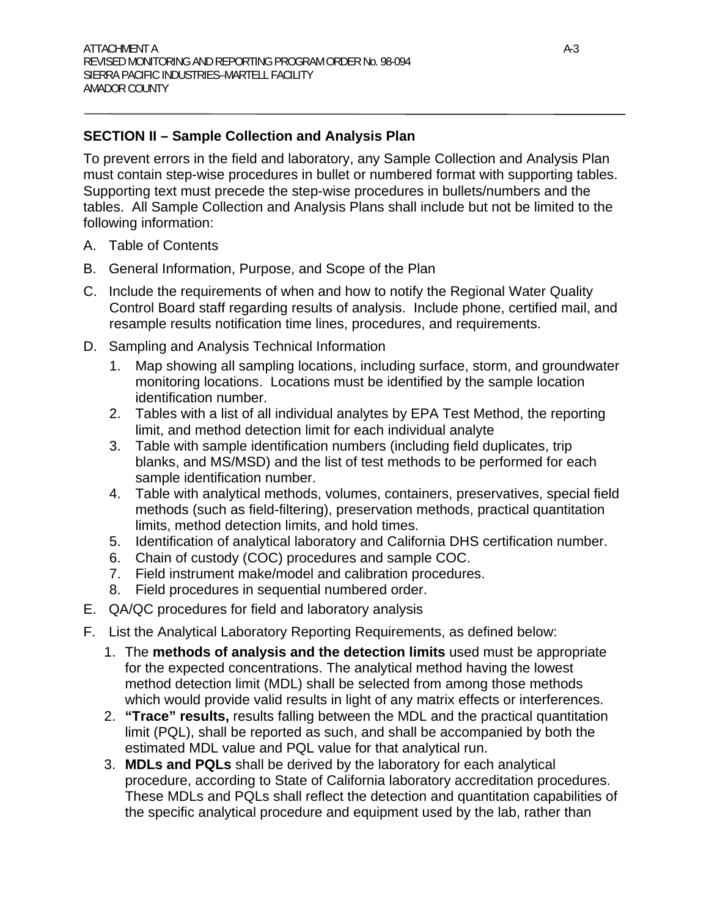## SECTION II – Sample Collection and Analysis Plan

To prevent errors in the field and laboratory, any Sample Collection and Analysis Plan must contain step-wise procedures in bullet or numbered format with supporting tables. Supporting text must precede the step-wise procedures in bullets/numbers and the tables. All Sample Collection and Analysis Plans shall include but not be limited to the following information:

A. Table of Contents

B. General Information, Purpose, and Scope of the Plan

C. Include the requirements of when and how to notify the Regional Water Quality Control Board staff regarding results of analysis. Include phone, certified mail, and resample results notification time lines, procedures, and requirements.

D. Sampling and Analysis Technical Information

1. Map showing all sampling locations, including surface, storm, and groundwater monitoring locations. Locations must be identified by the sample location identification number.
2. Tables with a list of all individual analytes by EPA Test Method, the reporting limit, and method detection limit for each individual analyte
3. Table with sample identification numbers (including field duplicates, trip blanks, and MS/MSD) and the list of test methods to be performed for each sample identification number.
4. Table with analytical methods, volumes, containers, preservatives, special field methods (such as field-filtering), preservation methods, practical quantitation limits, method detection limits, and hold times.
5. Identification of analytical laboratory and California DHS certification number.
6. Chain of custody (COC) procedures and sample COC.
7. Field instrument make/model and calibration procedures.
8. Field procedures in sequential numbered order.

E. QA/QC procedures for field and laboratory analysis

F. List the Analytical Laboratory Reporting Requirements, as defined below:

1. The **methods of analysis and the detection limits** used must be appropriate for the expected concentrations. The analytical method having the lowest method detection limit (MDL) shall be selected from among those methods which would provide valid results in light of any matrix effects or interferences.
2. **"Trace" results,** results falling between the MDL and the practical quantitation limit (PQL), shall be reported as such, and shall be accompanied by both the estimated MDL value and PQL value for that analytical run.
3. **MDLs and PQLs** shall be derived by the laboratory for each analytical procedure, according to State of California laboratory accreditation procedures. These MDLs and PQLs shall reflect the detection and quantitation capabilities of the specific analytical procedure and equipment used by the lab, rather than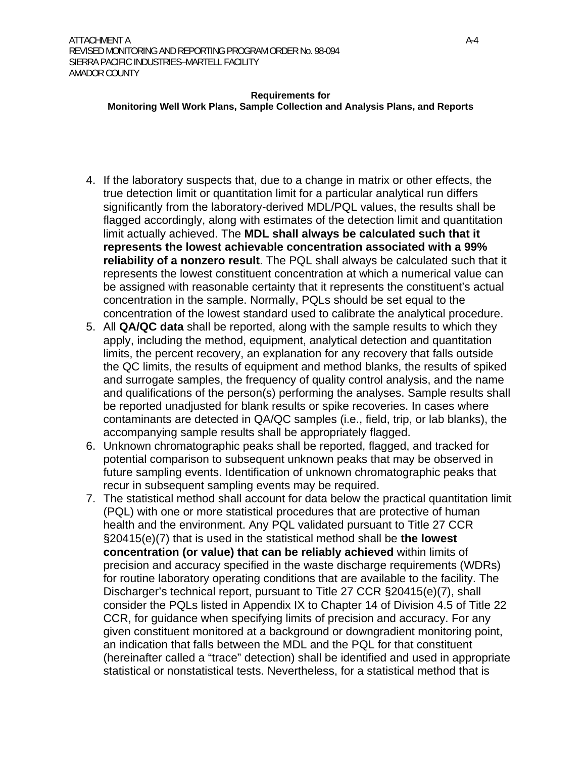**Requirements for**
**Monitoring Well Work Plans, Sample Collection and Analysis Plans, and Reports**

4. If the laboratory suspects that, due to a change in matrix or other effects, the true detection limit or quantitation limit for a particular analytical run differs significantly from the laboratory-derived MDL/PQL values, the results shall be flagged accordingly, along with estimates of the detection limit and quantitation limit actually achieved. The **MDL shall always be calculated such that it represents the lowest achievable concentration associated with a 99% reliability of a nonzero result**. The PQL shall always be calculated such that it represents the lowest constituent concentration at which a numerical value can be assigned with reasonable certainty that it represents the constituent's actual concentration in the sample. Normally, PQLs should be set equal to the concentration of the lowest standard used to calibrate the analytical procedure.
5. All **QA/QC data** shall be reported, along with the sample results to which they apply, including the method, equipment, analytical detection and quantitation limits, the percent recovery, an explanation for any recovery that falls outside the QC limits, the results of equipment and method blanks, the results of spiked and surrogate samples, the frequency of quality control analysis, and the name and qualifications of the person(s) performing the analyses. Sample results shall be reported unadjusted for blank results or spike recoveries. In cases where contaminants are detected in QA/QC samples (i.e., field, trip, or lab blanks), the accompanying sample results shall be appropriately flagged.
6. Unknown chromatographic peaks shall be reported, flagged, and tracked for potential comparison to subsequent unknown peaks that may be observed in future sampling events. Identification of unknown chromatographic peaks that recur in subsequent sampling events may be required.
7. The statistical method shall account for data below the practical quantitation limit (PQL) with one or more statistical procedures that are protective of human health and the environment. Any PQL validated pursuant to Title 27 CCR §20415(e)(7) that is used in the statistical method shall be **the lowest concentration (or value) that can be reliably achieved** within limits of precision and accuracy specified in the waste discharge requirements (WDRs) for routine laboratory operating conditions that are available to the facility. The Discharger's technical report, pursuant to Title 27 CCR §20415(e)(7), shall consider the PQLs listed in Appendix IX to Chapter 14 of Division 4.5 of Title 22 CCR, for guidance when specifying limits of precision and accuracy. For any given constituent monitored at a background or downgradient monitoring point, an indication that falls between the MDL and the PQL for that constituent (hereinafter called a "trace" detection) shall be identified and used in appropriate statistical or nonstatistical tests. Nevertheless, for a statistical method that is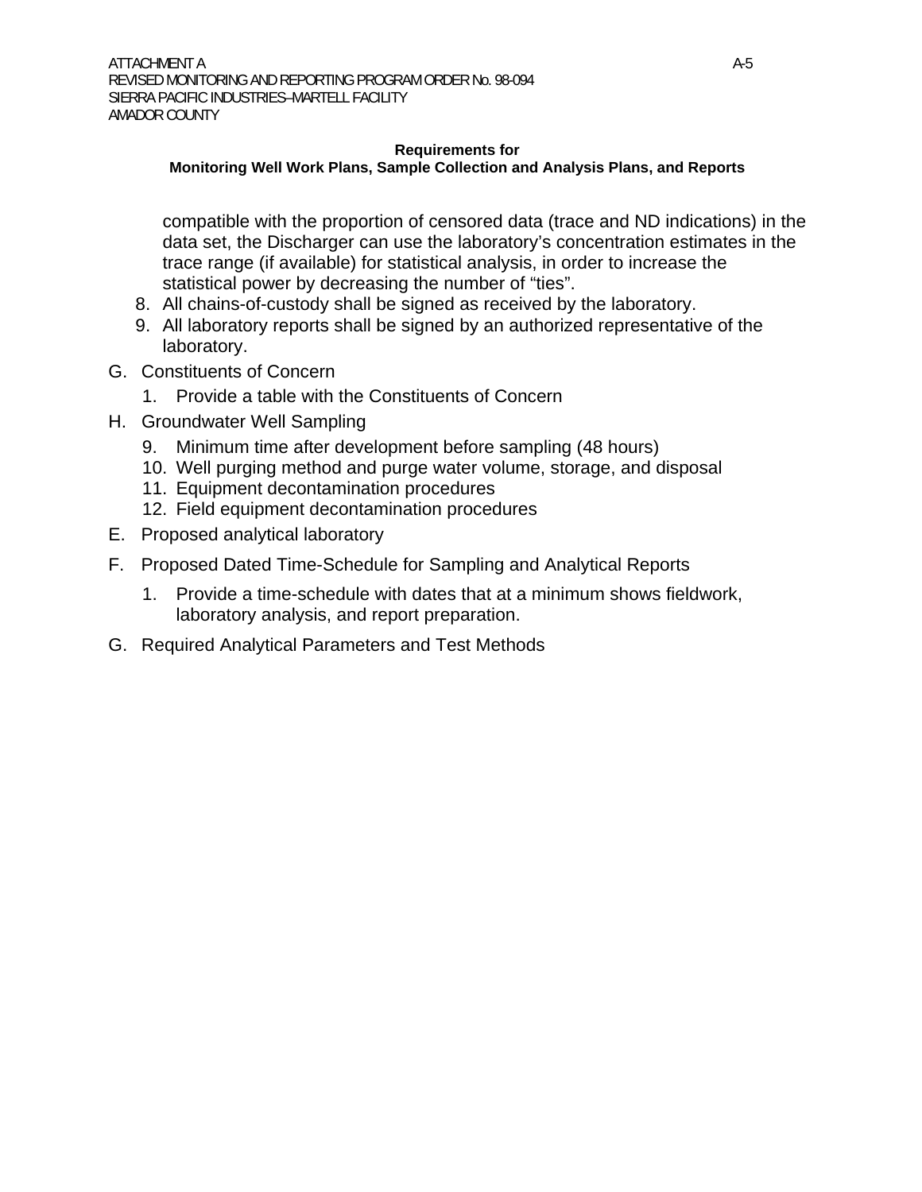**Requirements for**
**Monitoring Well Work Plans, Sample Collection and Analysis Plans, and Reports**

compatible with the proportion of censored data (trace and ND indications) in the data set, the Discharger can use the laboratory's concentration estimates in the trace range (if available) for statistical analysis, in order to increase the statistical power by decreasing the number of "ties".

8. All chains-of-custody shall be signed as received by the laboratory.
9. All laboratory reports shall be signed by an authorized representative of the laboratory.

G. Constituents of Concern

1. Provide a table with the Constituents of Concern

H. Groundwater Well Sampling

9. Minimum time after development before sampling (48 hours)
10. Well purging method and purge water volume, storage, and disposal
11. Equipment decontamination procedures
12. Field equipment decontamination procedures

E. Proposed analytical laboratory

F. Proposed Dated Time-Schedule for Sampling and Analytical Reports

1. Provide a time-schedule with dates that at a minimum shows fieldwork, laboratory analysis, and report preparation.

G. Required Analytical Parameters and Test Methods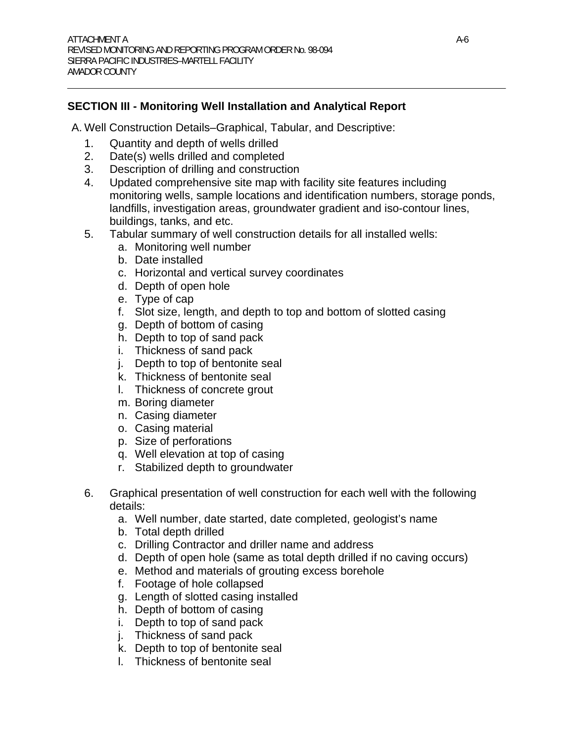## SECTION III - Monitoring Well Installation and Analytical Report

A. Well Construction Details–Graphical, Tabular, and Descriptive:

1. Quantity and depth of wells drilled
2. Date(s) wells drilled and completed
3. Description of drilling and construction
4. Updated comprehensive site map with facility site features including monitoring wells, sample locations and identification numbers, storage ponds, landfills, investigation areas, groundwater gradient and iso-contour lines, buildings, tanks, and etc.
5. Tabular summary of well construction details for all installed wells:
   a. Monitoring well number
   b. Date installed
   c. Horizontal and vertical survey coordinates
   d. Depth of open hole
   e. Type of cap
   f. Slot size, length, and depth to top and bottom of slotted casing
   g. Depth of bottom of casing
   h. Depth to top of sand pack
   i. Thickness of sand pack
   j. Depth to top of bentonite seal
   k. Thickness of bentonite seal
   l. Thickness of concrete grout
   m. Boring diameter
   n. Casing diameter
   o. Casing material
   p. Size of perforations
   q. Well elevation at top of casing
   r. Stabilized depth to groundwater

6. Graphical presentation of well construction for each well with the following details:
   a. Well number, date started, date completed, geologist's name
   b. Total depth drilled
   c. Drilling Contractor and driller name and address
   d. Depth of open hole (same as total depth drilled if no caving occurs)
   e. Method and materials of grouting excess borehole
   f. Footage of hole collapsed
   g. Length of slotted casing installed
   h. Depth of bottom of casing
   i. Depth to top of sand pack
   j. Thickness of sand pack
   k. Depth to top of bentonite seal
   l. Thickness of bentonite seal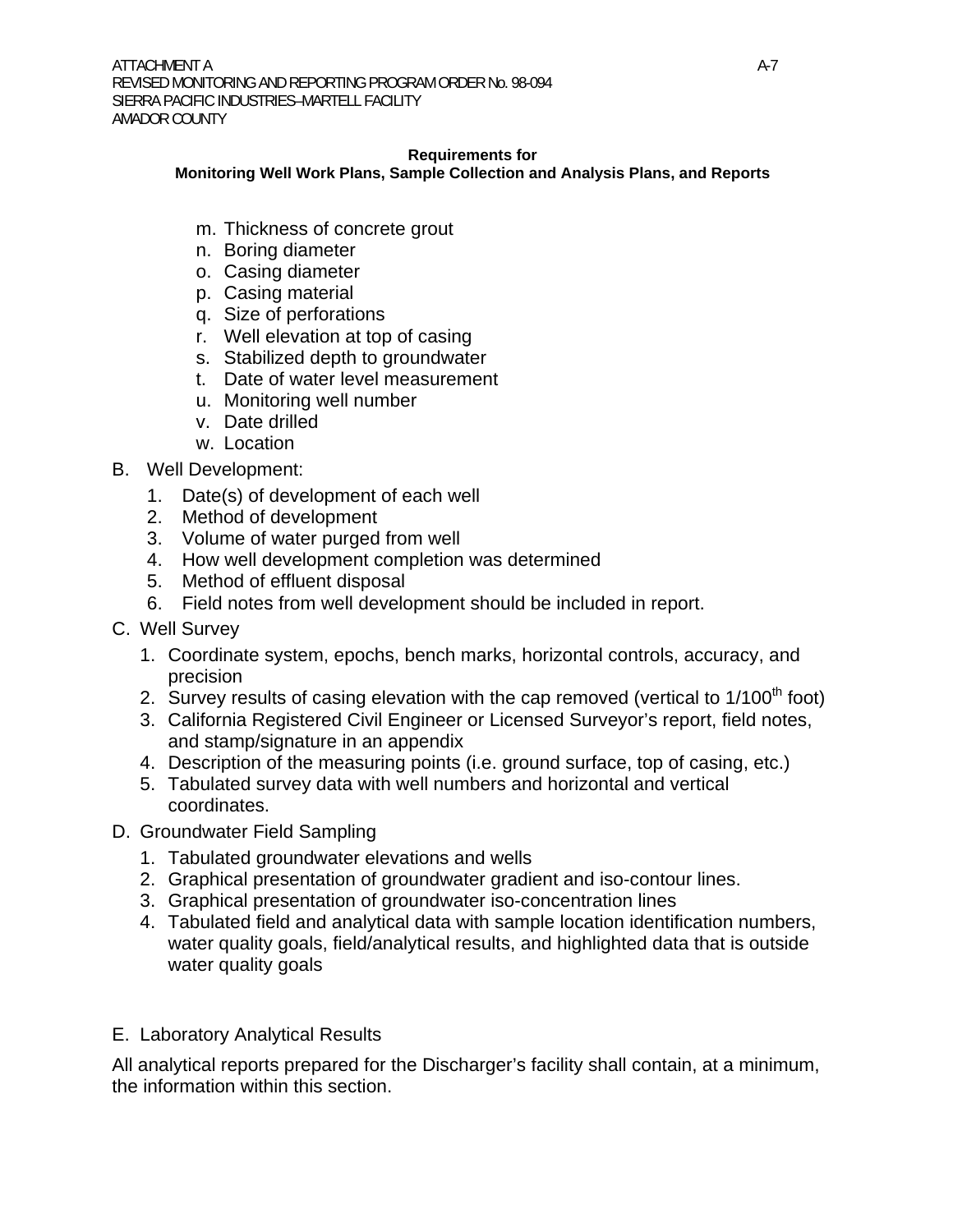**Requirements for**
**Monitoring Well Work Plans, Sample Collection and Analysis Plans, and Reports**

m. Thickness of concrete grout
n. Boring diameter
o. Casing diameter
p. Casing material
q. Size of perforations
r. Well elevation at top of casing
s. Stabilized depth to groundwater
t. Date of water level measurement
u. Monitoring well number
v. Date drilled
w. Location

B. Well Development:

1. Date(s) of development of each well
2. Method of development
3. Volume of water purged from well
4. How well development completion was determined
5. Method of effluent disposal
6. Field notes from well development should be included in report.

C. Well Survey

1. Coordinate system, epochs, bench marks, horizontal controls, accuracy, and precision
2. Survey results of casing elevation with the cap removed (vertical to 1/100th foot)
3. California Registered Civil Engineer or Licensed Surveyor's report, field notes, and stamp/signature in an appendix
4. Description of the measuring points (i.e. ground surface, top of casing, etc.)
5. Tabulated survey data with well numbers and horizontal and vertical coordinates.

D. Groundwater Field Sampling

1. Tabulated groundwater elevations and wells
2. Graphical presentation of groundwater gradient and iso-contour lines.
3. Graphical presentation of groundwater iso-concentration lines
4. Tabulated field and analytical data with sample location identification numbers, water quality goals, field/analytical results, and highlighted data that is outside water quality goals

E. Laboratory Analytical Results

All analytical reports prepared for the Discharger's facility shall contain, at a minimum, the information within this section.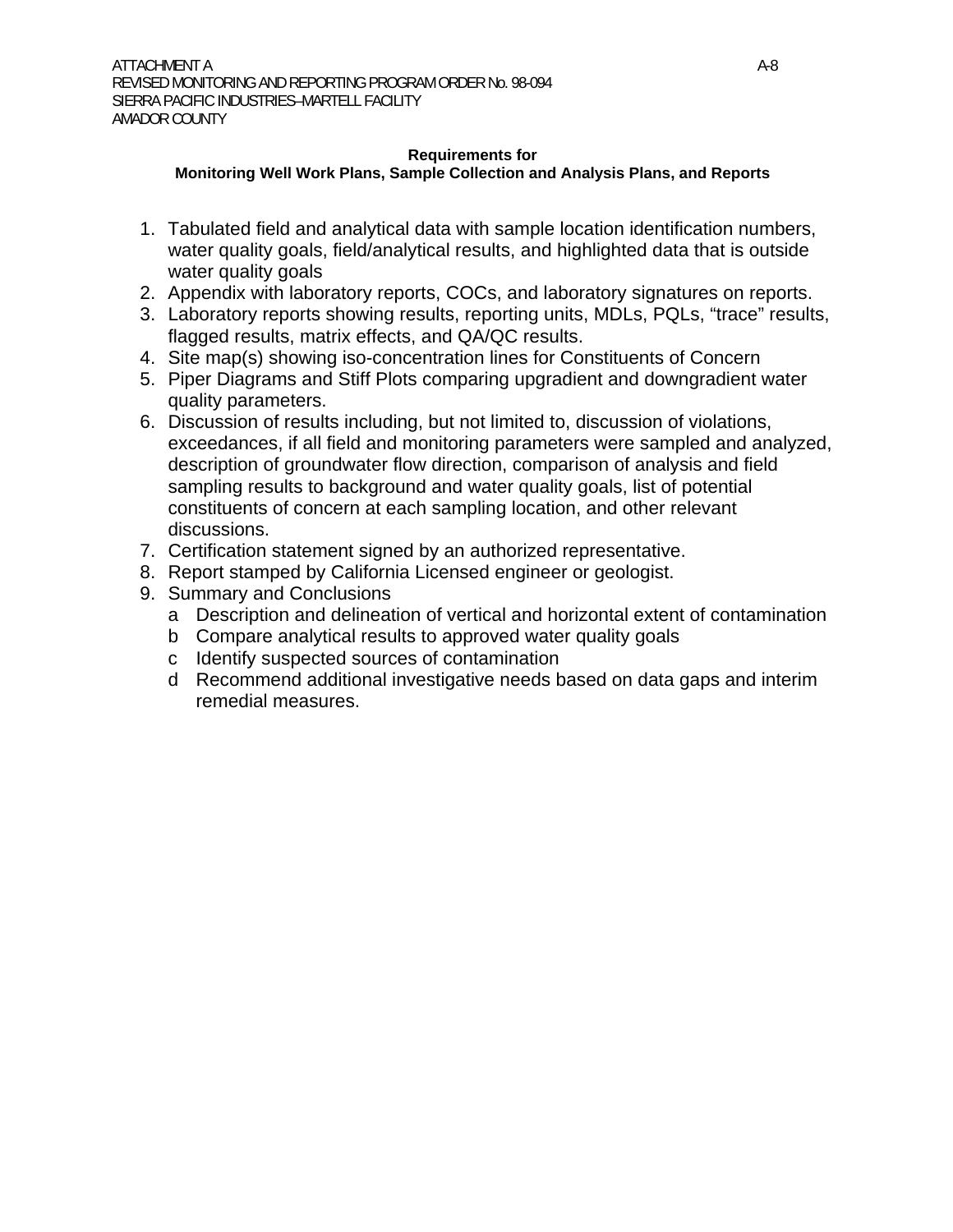**Requirements for**
**Monitoring Well Work Plans, Sample Collection and Analysis Plans, and Reports**

1. Tabulated field and analytical data with sample location identification numbers, water quality goals, field/analytical results, and highlighted data that is outside water quality goals
2. Appendix with laboratory reports, COCs, and laboratory signatures on reports.
3. Laboratory reports showing results, reporting units, MDLs, PQLs, “trace” results, flagged results, matrix effects, and QA/QC results.
4. Site map(s) showing iso-concentration lines for Constituents of Concern
5. Piper Diagrams and Stiff Plots comparing upgradient and downgradient water quality parameters.
6. Discussion of results including, but not limited to, discussion of violations, exceedances, if all field and monitoring parameters were sampled and analyzed, description of groundwater flow direction, comparison of analysis and field sampling results to background and water quality goals, list of potential constituents of concern at each sampling location, and other relevant discussions.
7. Certification statement signed by an authorized representative.
8. Report stamped by California Licensed engineer or geologist.
9. Summary and Conclusions
   a Description and delineation of vertical and horizontal extent of contamination
   b Compare analytical results to approved water quality goals
   c Identify suspected sources of contamination
   d Recommend additional investigative needs based on data gaps and interim remedial measures.